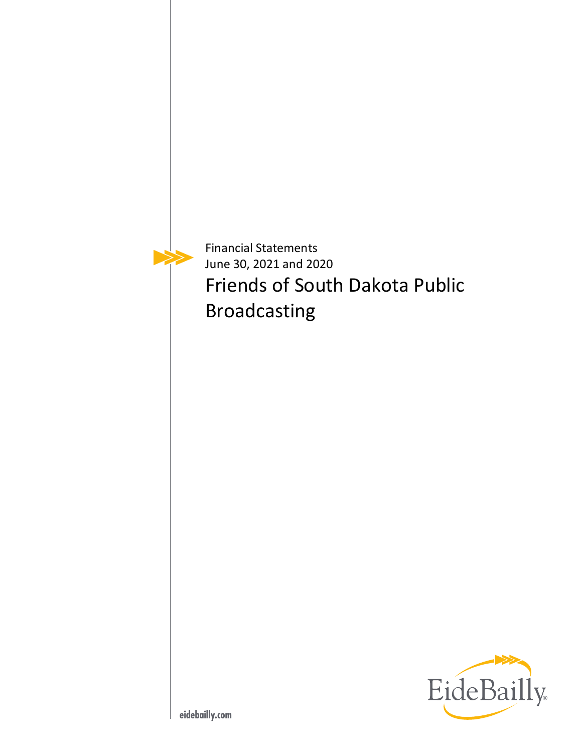Financial Statements
June 30, 2021 and 2020

# Friends of South Dakota Public Broadcasting

EideBailly

eidebailly.com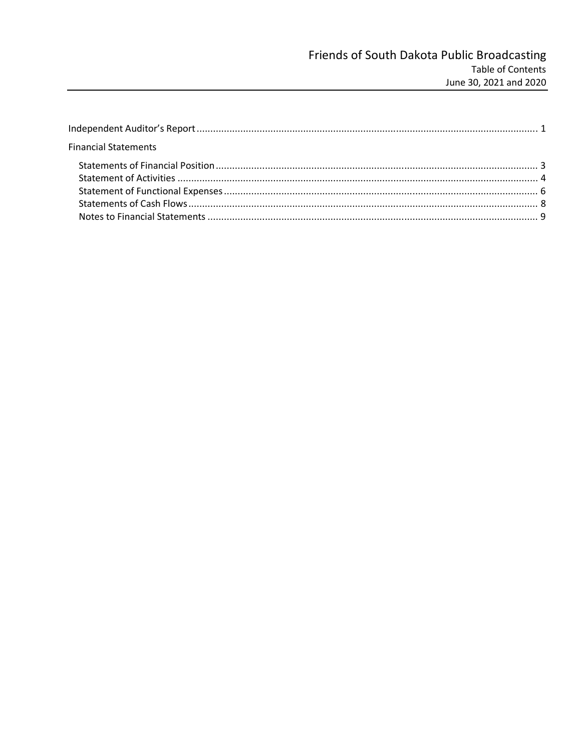# Friends of South Dakota Public Broadcasting

Table of Contents

June 30, 2021 and 2020

---

Independent Auditor's Report ........................................................................................................................... 1

Financial Statements

- Statements of Financial Position ..................................................................................................................... 3
- Statement of Activities ..................................................................................................................................... 4
- Statement of Functional Expenses .................................................................................................................. 6
- Statements of Cash Flows ............................................................................................................................... 8
- Notes to Financial Statements ........................................................................................................................ 9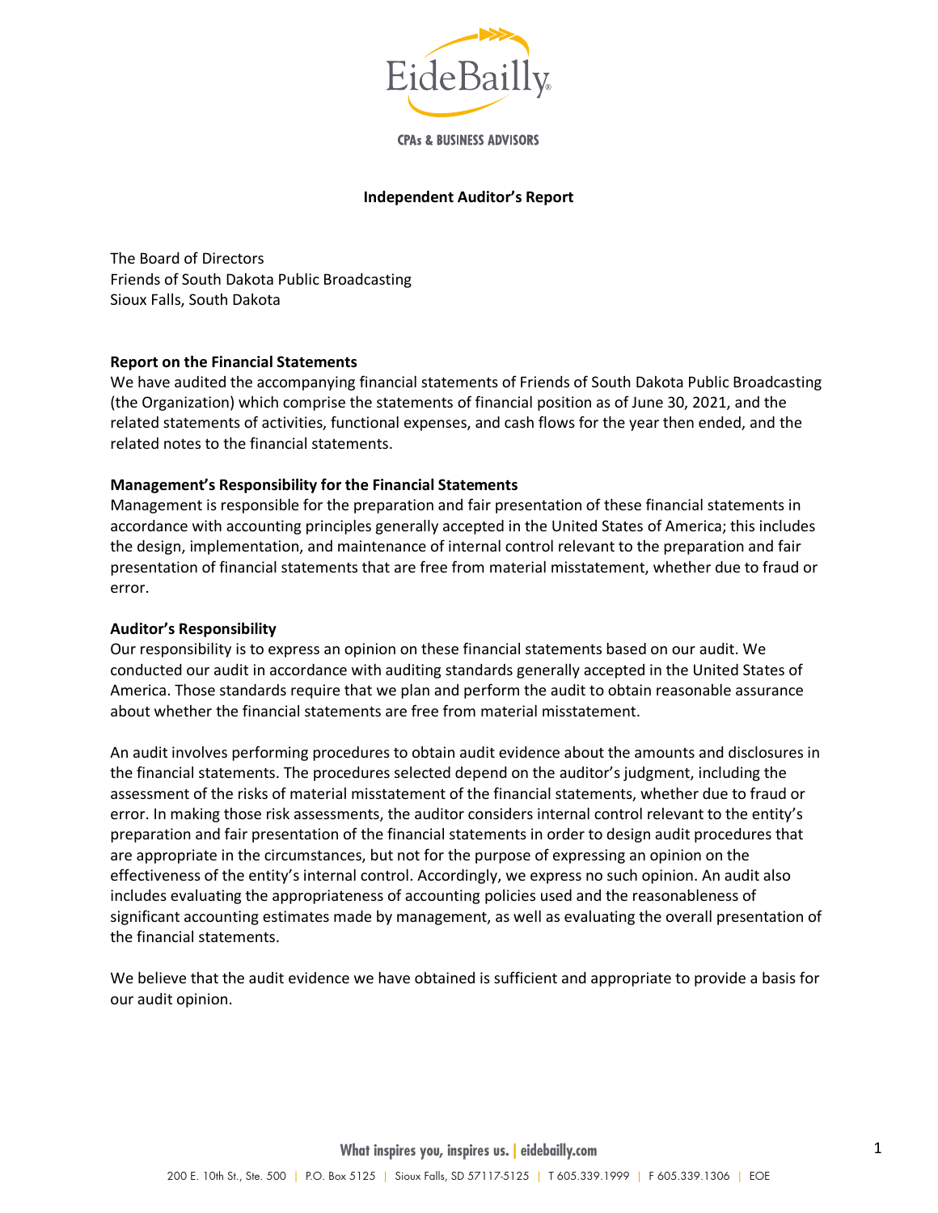EideBailly

CPAs & BUSINESS ADVISORS

## Independent Auditor's Report

The Board of Directors
Friends of South Dakota Public Broadcasting
Sioux Falls, South Dakota

### Report on the Financial Statements

We have audited the accompanying financial statements of Friends of South Dakota Public Broadcasting (the Organization) which comprise the statements of financial position as of June 30, 2021, and the related statements of activities, functional expenses, and cash flows for the year then ended, and the related notes to the financial statements.

### Management's Responsibility for the Financial Statements

Management is responsible for the preparation and fair presentation of these financial statements in accordance with accounting principles generally accepted in the United States of America; this includes the design, implementation, and maintenance of internal control relevant to the preparation and fair presentation of financial statements that are free from material misstatement, whether due to fraud or error.

### Auditor's Responsibility

Our responsibility is to express an opinion on these financial statements based on our audit. We conducted our audit in accordance with auditing standards generally accepted in the United States of America. Those standards require that we plan and perform the audit to obtain reasonable assurance about whether the financial statements are free from material misstatement.

An audit involves performing procedures to obtain audit evidence about the amounts and disclosures in the financial statements. The procedures selected depend on the auditor's judgment, including the assessment of the risks of material misstatement of the financial statements, whether due to fraud or error. In making those risk assessments, the auditor considers internal control relevant to the entity's preparation and fair presentation of the financial statements in order to design audit procedures that are appropriate in the circumstances, but not for the purpose of expressing an opinion on the effectiveness of the entity's internal control. Accordingly, we express no such opinion. An audit also includes evaluating the appropriateness of accounting policies used and the reasonableness of significant accounting estimates made by management, as well as evaluating the overall presentation of the financial statements.

We believe that the audit evidence we have obtained is sufficient and appropriate to provide a basis for our audit opinion.

What inspires you, inspires us. | eidebailly.com

200 E. 10th St., Ste. 500 | P.O. Box 5125 | Sioux Falls, SD 57117-5125 | T 605.339.1999 | F 605.339.1306 | EOE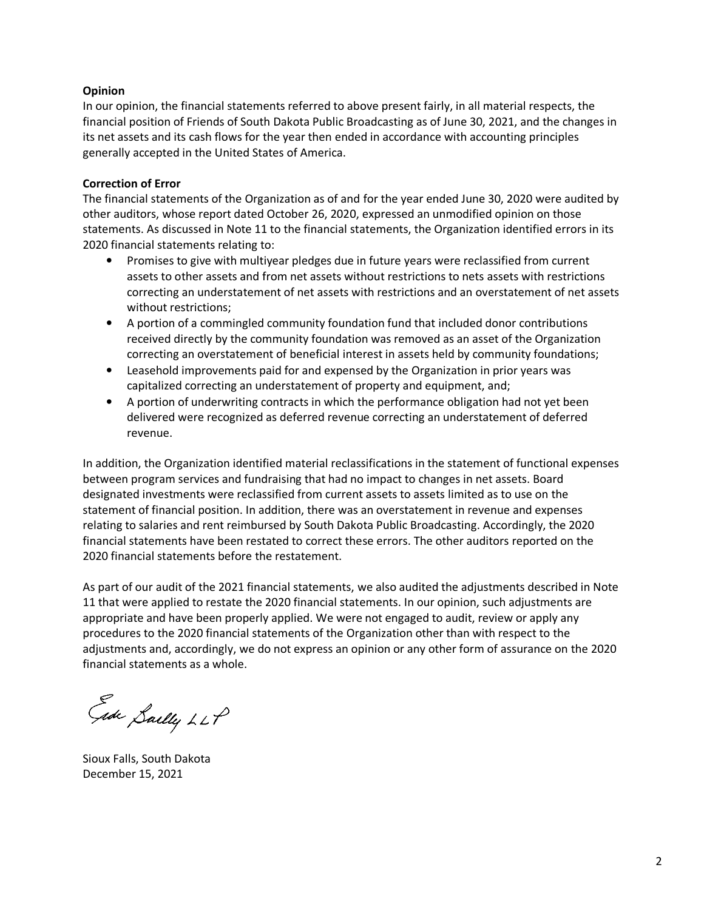**Opinion**

In our opinion, the financial statements referred to above present fairly, in all material respects, the financial position of Friends of South Dakota Public Broadcasting as of June 30, 2021, and the changes in its net assets and its cash flows for the year then ended in accordance with accounting principles generally accepted in the United States of America.

**Correction of Error**

The financial statements of the Organization as of and for the year ended June 30, 2020 were audited by other auditors, whose report dated October 26, 2020, expressed an unmodified opinion on those statements. As discussed in Note 11 to the financial statements, the Organization identified errors in its 2020 financial statements relating to:

- Promises to give with multiyear pledges due in future years were reclassified from current assets to other assets and from net assets without restrictions to nets assets with restrictions correcting an understatement of net assets with restrictions and an overstatement of net assets without restrictions;
- A portion of a commingled community foundation fund that included donor contributions received directly by the community foundation was removed as an asset of the Organization correcting an overstatement of beneficial interest in assets held by community foundations;
- Leasehold improvements paid for and expensed by the Organization in prior years was capitalized correcting an understatement of property and equipment, and;
- A portion of underwriting contracts in which the performance obligation had not yet been delivered were recognized as deferred revenue correcting an understatement of deferred revenue.

In addition, the Organization identified material reclassifications in the statement of functional expenses between program services and fundraising that had no impact to changes in net assets. Board designated investments were reclassified from current assets to assets limited as to use on the statement of financial position. In addition, there was an overstatement in revenue and expenses relating to salaries and rent reimbursed by South Dakota Public Broadcasting. Accordingly, the 2020 financial statements have been restated to correct these errors. The other auditors reported on the 2020 financial statements before the restatement.

As part of our audit of the 2021 financial statements, we also audited the adjustments described in Note 11 that were applied to restate the 2020 financial statements. In our opinion, such adjustments are appropriate and have been properly applied. We were not engaged to audit, review or apply any procedures to the 2020 financial statements of the Organization other than with respect to the adjustments and, accordingly, we do not express an opinion or any other form of assurance on the 2020 financial statements as a whole.

Eide Bailly LLP

Sioux Falls, South Dakota
December 15, 2021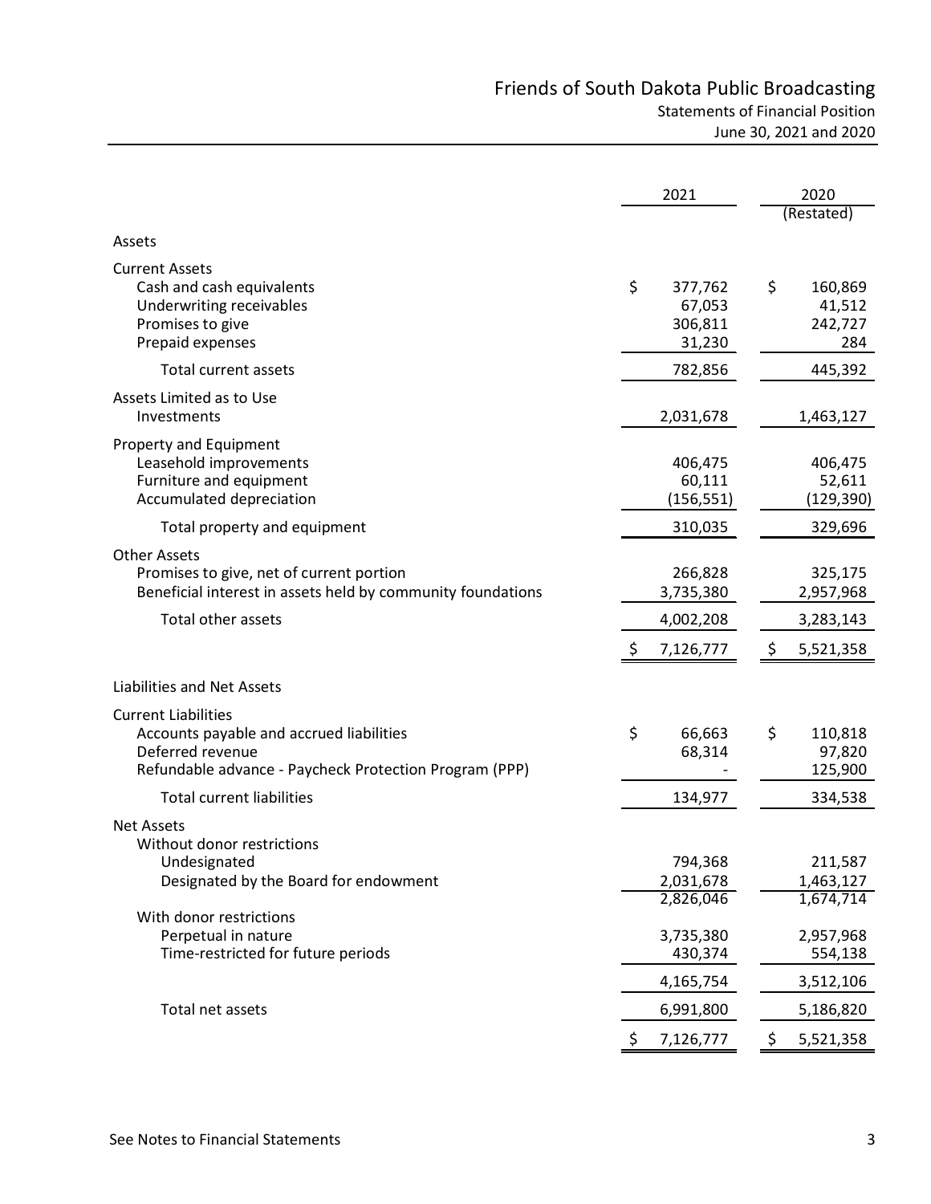# Friends of South Dakota Public Broadcasting

## Statements of Financial Position

### June 30, 2021 and 2020

| | 2021 | 2020 (Restated) |
|---|---|---|
| **Assets** | | |
| **Current Assets** | | |
| Cash and cash equivalents | $ 377,762 | $ 160,869 |
| Underwriting receivables | 67,053 | 41,512 |
| Promises to give | 306,811 | 242,727 |
| Prepaid expenses | 31,230 | 284 |
| Total current assets | 782,856 | 445,392 |
| **Assets Limited as to Use** | | |
| Investments | 2,031,678 | 1,463,127 |
| **Property and Equipment** | | |
| Leasehold improvements | 406,475 | 406,475 |
| Furniture and equipment | 60,111 | 52,611 |
| Accumulated depreciation | (156,551) | (129,390) |
| Total property and equipment | 310,035 | 329,696 |
| **Other Assets** | | |
| Promises to give, net of current portion | 266,828 | 325,175 |
| Beneficial interest in assets held by community foundations | 3,735,380 | 2,957,968 |
| Total other assets | 4,002,208 | 3,283,143 |
| | $ 7,126,777 | $ 5,521,358 |
| **Liabilities and Net Assets** | | |
| **Current Liabilities** | | |
| Accounts payable and accrued liabilities | $ 66,663 | $ 110,818 |
| Deferred revenue | 68,314 | 97,820 |
| Refundable advance - Paycheck Protection Program (PPP) | - | 125,900 |
| Total current liabilities | 134,977 | 334,538 |
| **Net Assets** | | |
| Without donor restrictions | | |
| Undesignated | 794,368 | 211,587 |
| Designated by the Board for endowment | 2,031,678 | 1,463,127 |
| | 2,826,046 | 1,674,714 |
| With donor restrictions | | |
| Perpetual in nature | 3,735,380 | 2,957,968 |
| Time-restricted for future periods | 430,374 | 554,138 |
| | 4,165,754 | 3,512,106 |
| Total net assets | 6,991,800 | 5,186,820 |
| | $ 7,126,777 | $ 5,521,358 |

See Notes to Financial Statements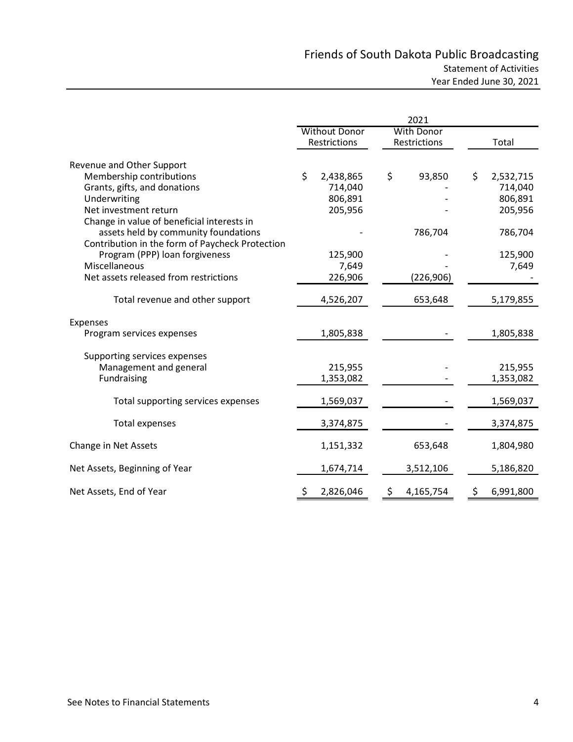# Friends of South Dakota Public Broadcasting

## Statement of Activities

### Year Ended June 30, 2021

| | 2021 | | |
|---|---|---|---|
| | Without Donor Restrictions | With Donor Restrictions | Total |
| **Revenue and Other Support** | | | |
| Membership contributions | $ 2,438,865 | $ 93,850 | $ 2,532,715 |
| Grants, gifts, and donations | 714,040 | - | 714,040 |
| Underwriting | 806,891 | - | 806,891 |
| Net investment return | 205,956 | - | 205,956 |
| Change in value of beneficial interests in assets held by community foundations | - | 786,704 | 786,704 |
| Contribution in the form of Paycheck Protection Program (PPP) loan forgiveness | 125,900 | - | 125,900 |
| Miscellaneous | 7,649 | - | 7,649 |
| Net assets released from restrictions | 226,906 | (226,906) | - |
| Total revenue and other support | 4,526,207 | 653,648 | 5,179,855 |
| **Expenses** | | | |
| Program services expenses | 1,805,838 | - | 1,805,838 |
| Supporting services expenses | | | |
| Management and general | 215,955 | - | 215,955 |
| Fundraising | 1,353,082 | - | 1,353,082 |
| Total supporting services expenses | 1,569,037 | - | 1,569,037 |
| Total expenses | 3,374,875 | - | 3,374,875 |
| **Change in Net Assets** | 1,151,332 | 653,648 | 1,804,980 |
| **Net Assets, Beginning of Year** | 1,674,714 | 3,512,106 | 5,186,820 |
| **Net Assets, End of Year** | $ 2,826,046 | $ 4,165,754 | $ 6,991,800 |

See Notes to Financial Statements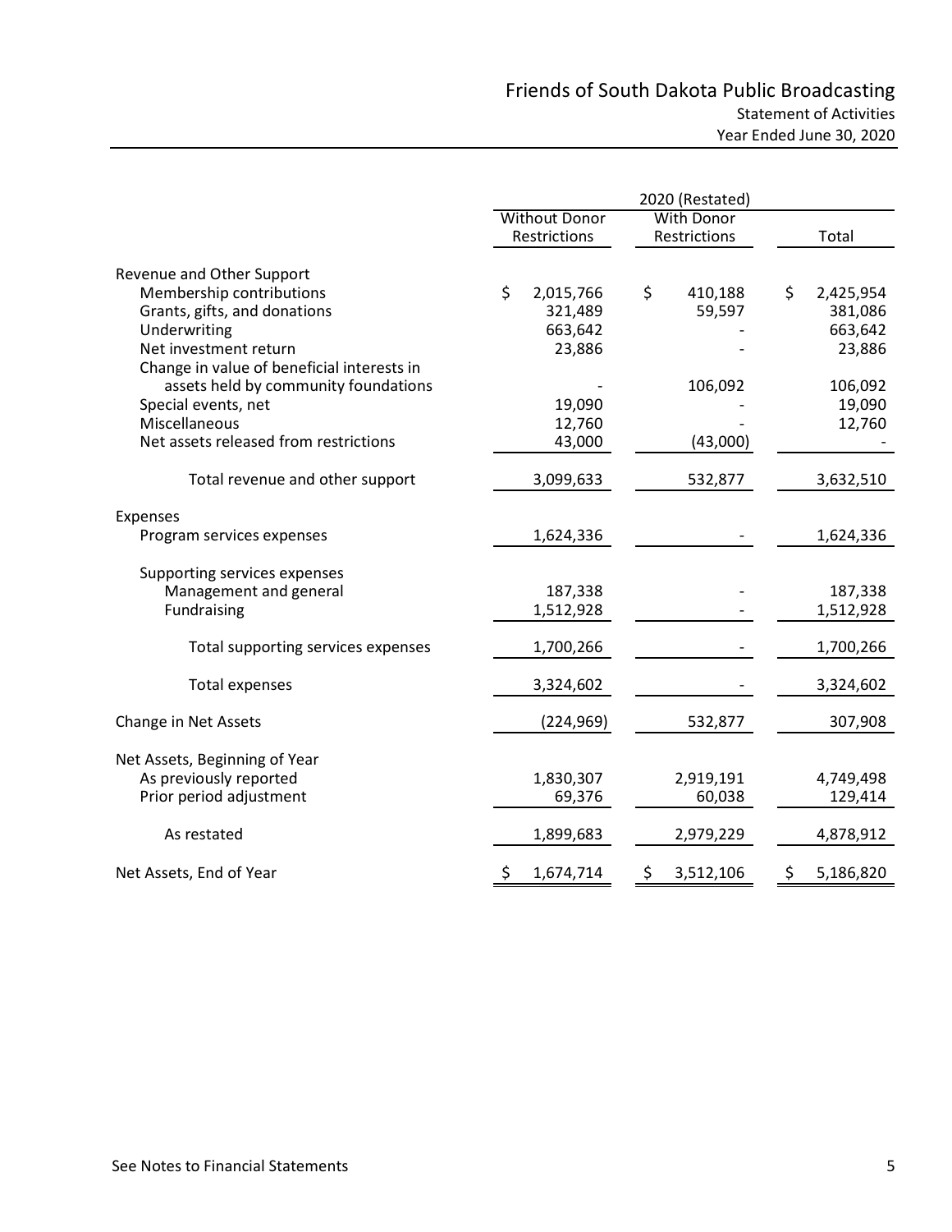# Friends of South Dakota Public Broadcasting

Statement of Activities

Year Ended June 30, 2020

| | 2020 (Restated) | | |
|---|---|---|---|
| | Without Donor Restrictions | With Donor Restrictions | Total |
| **Revenue and Other Support** | | | |
| Membership contributions | $ 2,015,766 | $ 410,188 | $ 2,425,954 |
| Grants, gifts, and donations | 321,489 | 59,597 | 381,086 |
| Underwriting | 663,642 | - | 663,642 |
| Net investment return | 23,886 | - | 23,886 |
| Change in value of beneficial interests in assets held by community foundations | - | 106,092 | 106,092 |
| Special events, net | 19,090 | - | 19,090 |
| Miscellaneous | 12,760 | - | 12,760 |
| Net assets released from restrictions | 43,000 | (43,000) | - |
| Total revenue and other support | 3,099,633 | 532,877 | 3,632,510 |
| **Expenses** | | | |
| Program services expenses | 1,624,336 | - | 1,624,336 |
| Supporting services expenses | | | |
| Management and general | 187,338 | - | 187,338 |
| Fundraising | 1,512,928 | - | 1,512,928 |
| Total supporting services expenses | 1,700,266 | - | 1,700,266 |
| Total expenses | 3,324,602 | - | 3,324,602 |
| **Change in Net Assets** | (224,969) | 532,877 | 307,908 |
| **Net Assets, Beginning of Year** | | | |
| As previously reported | 1,830,307 | 2,919,191 | 4,749,498 |
| Prior period adjustment | 69,376 | 60,038 | 129,414 |
| As restated | 1,899,683 | 2,979,229 | 4,878,912 |
| **Net Assets, End of Year** | $ 1,674,714 | $ 3,512,106 | $ 5,186,820 |

See Notes to Financial Statements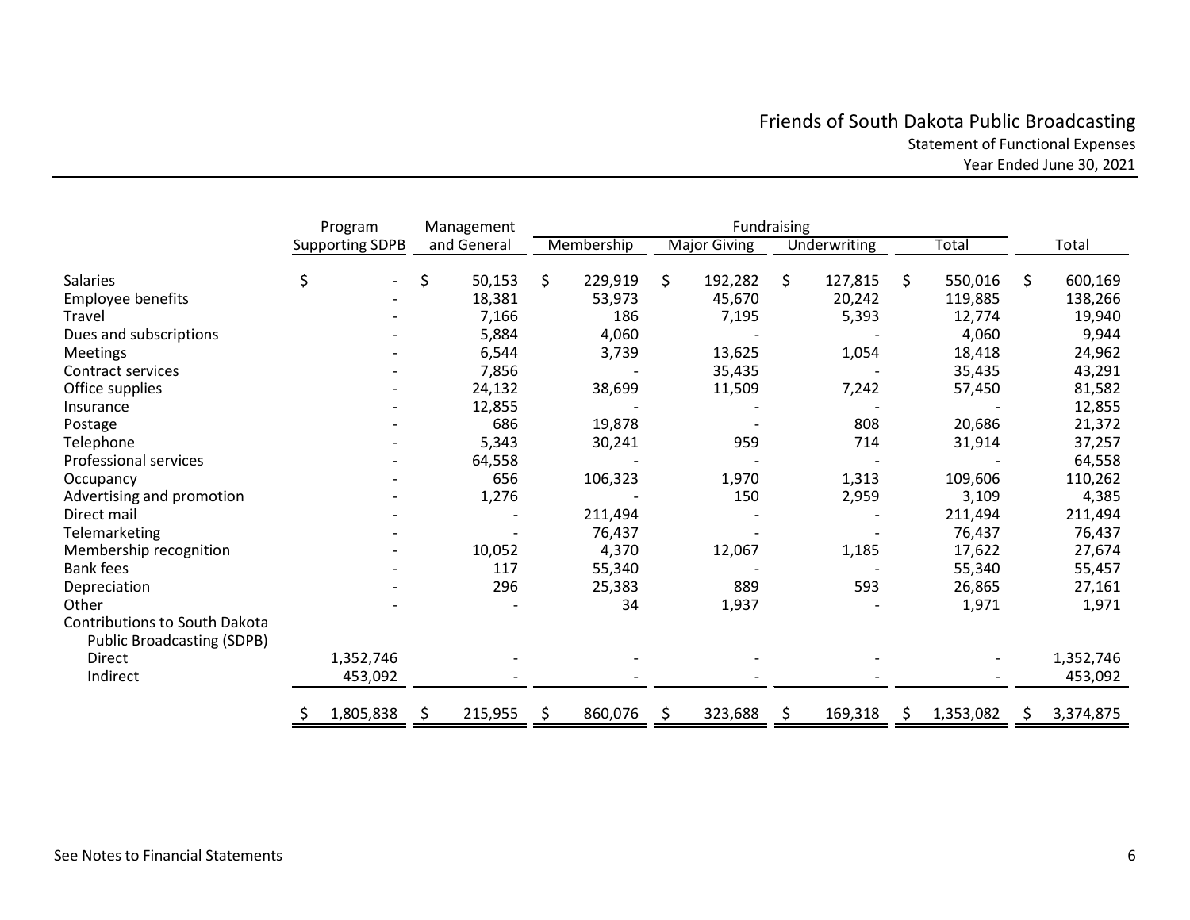# Friends of South Dakota Public Broadcasting

Statement of Functional Expenses

Year Ended June 30, 2021

| | Program Supporting SDPB | Management and General | Fundraising | | | | Total |
|---|---|---|---|---|---|---|---|
| | | | Membership | Major Giving | Underwriting | Total | |
| Salaries | $ - | $ 50,153 | $ 229,919 | $ 192,282 | $ 127,815 | $ 550,016 | $ 600,169 |
| Employee benefits | - | 18,381 | 53,973 | 45,670 | 20,242 | 119,885 | 138,266 |
| Travel | - | 7,166 | 186 | 7,195 | 5,393 | 12,774 | 19,940 |
| Dues and subscriptions | - | 5,884 | 4,060 | - | - | 4,060 | 9,944 |
| Meetings | - | 6,544 | 3,739 | 13,625 | 1,054 | 18,418 | 24,962 |
| Contract services | - | 7,856 | - | 35,435 | - | 35,435 | 43,291 |
| Office supplies | - | 24,132 | 38,699 | 11,509 | 7,242 | 57,450 | 81,582 |
| Insurance | - | 12,855 | - | - | - | - | 12,855 |
| Postage | - | 686 | 19,878 | - | 808 | 20,686 | 21,372 |
| Telephone | - | 5,343 | 30,241 | 959 | 714 | 31,914 | 37,257 |
| Professional services | - | 64,558 | - | - | - | - | 64,558 |
| Occupancy | - | 656 | 106,323 | 1,970 | 1,313 | 109,606 | 110,262 |
| Advertising and promotion | - | 1,276 | - | 150 | 2,959 | 3,109 | 4,385 |
| Direct mail | - | - | 211,494 | - | - | 211,494 | 211,494 |
| Telemarketing | - | - | 76,437 | - | - | 76,437 | 76,437 |
| Membership recognition | - | 10,052 | 4,370 | 12,067 | 1,185 | 17,622 | 27,674 |
| Bank fees | - | 117 | 55,340 | - | - | 55,340 | 55,457 |
| Depreciation | - | 296 | 25,383 | 889 | 593 | 26,865 | 27,161 |
| Other | - | - | 34 | 1,937 | - | 1,971 | 1,971 |
| Contributions to South Dakota Public Broadcasting (SDPB) | | | | | | | |
| Direct | 1,352,746 | - | - | - | - | - | 1,352,746 |
| Indirect | 453,092 | - | - | - | - | - | 453,092 |
| | $ 1,805,838 | $ 215,955 | $ 860,076 | $ 323,688 | $ 169,318 | $ 1,353,082 | $ 3,374,875 |

See Notes to Financial Statements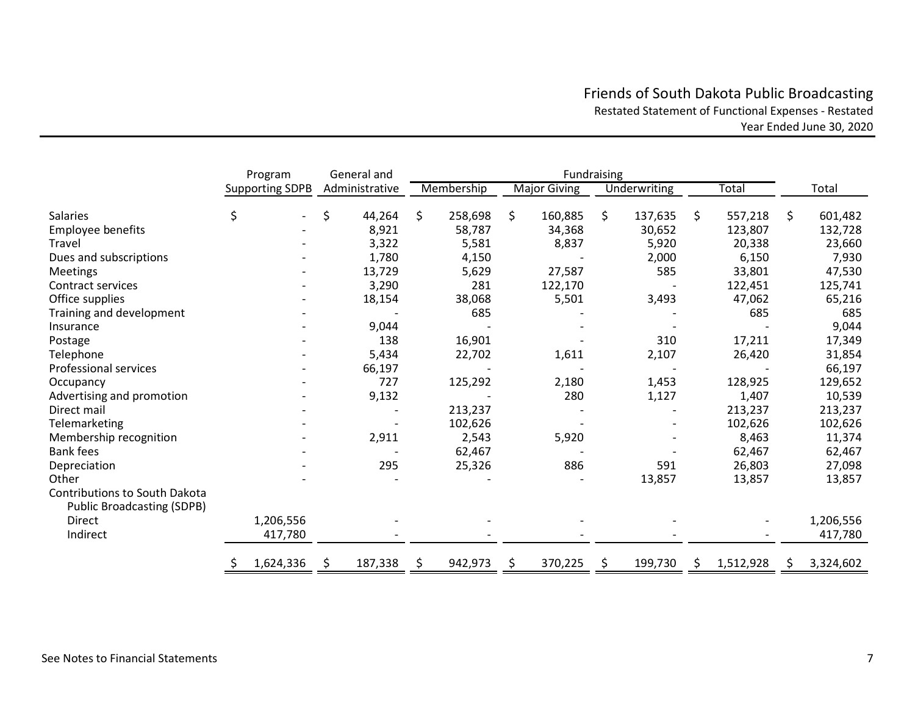# Friends of South Dakota Public Broadcasting

Restated Statement of Functional Expenses - Restated

Year Ended June 30, 2020

| | Program | General and | Fundraising | | | | |
|---|---|---|---|---|---|---|---|
| | Supporting SDPB | Administrative | Membership | Major Giving | Underwriting | Total | Total |
| Salaries | $ - | $ 44,264 | $ 258,698 | $ 160,885 | $ 137,635 | $ 557,218 | $ 601,482 |
| Employee benefits | - | 8,921 | 58,787 | 34,368 | 30,652 | 123,807 | 132,728 |
| Travel | - | 3,322 | 5,581 | 8,837 | 5,920 | 20,338 | 23,660 |
| Dues and subscriptions | - | 1,780 | 4,150 | - | 2,000 | 6,150 | 7,930 |
| Meetings | - | 13,729 | 5,629 | 27,587 | 585 | 33,801 | 47,530 |
| Contract services | - | 3,290 | 281 | 122,170 | - | 122,451 | 125,741 |
| Office supplies | - | 18,154 | 38,068 | 5,501 | 3,493 | 47,062 | 65,216 |
| Training and development | - | - | 685 | - | - | 685 | 685 |
| Insurance | - | 9,044 | - | - | - | - | 9,044 |
| Postage | - | 138 | 16,901 | - | 310 | 17,211 | 17,349 |
| Telephone | - | 5,434 | 22,702 | 1,611 | 2,107 | 26,420 | 31,854 |
| Professional services | - | 66,197 | - | - | - | - | 66,197 |
| Occupancy | - | 727 | 125,292 | 2,180 | 1,453 | 128,925 | 129,652 |
| Advertising and promotion | - | 9,132 | - | 280 | 1,127 | 1,407 | 10,539 |
| Direct mail | - | - | 213,237 | - | - | 213,237 | 213,237 |
| Telemarketing | - | - | 102,626 | - | - | 102,626 | 102,626 |
| Membership recognition | - | 2,911 | 2,543 | 5,920 | - | 8,463 | 11,374 |
| Bank fees | - | - | 62,467 | - | - | 62,467 | 62,467 |
| Depreciation | - | 295 | 25,326 | 886 | 591 | 26,803 | 27,098 |
| Other | - | - | - | - | 13,857 | 13,857 | 13,857 |
| Contributions to South Dakota Public Broadcasting (SDPB) | | | | | | | |
| Direct | 1,206,556 | - | - | - | - | - | 1,206,556 |
| Indirect | 417,780 | - | - | - | - | - | 417,780 |
| | $ 1,624,336 | $ 187,338 | $ 942,973 | $ 370,225 | $ 199,730 | $ 1,512,928 | $ 3,324,602 |

See Notes to Financial Statements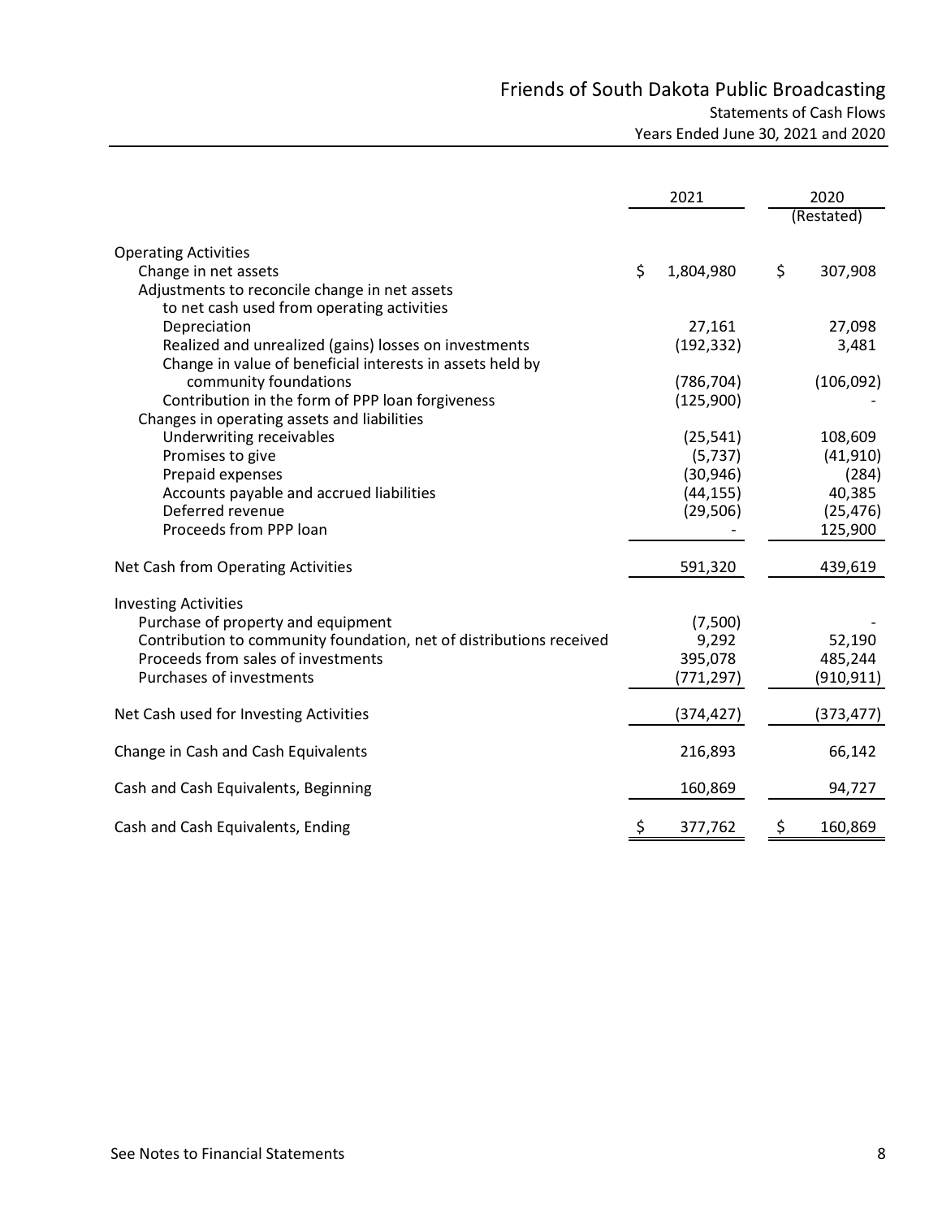# Friends of South Dakota Public Broadcasting

## Statements of Cash Flows

### Years Ended June 30, 2021 and 2020

| | 2021 | 2020 (Restated) |
|---|---|---|
| **Operating Activities** | | |
| Change in net assets | $ 1,804,980 | $ 307,908 |
| Adjustments to reconcile change in net assets to net cash used from operating activities | | |
| Depreciation | 27,161 | 27,098 |
| Realized and unrealized (gains) losses on investments | (192,332) | 3,481 |
| Change in value of beneficial interests in assets held by community foundations | (786,704) | (106,092) |
| Contribution in the form of PPP loan forgiveness | (125,900) | - |
| Changes in operating assets and liabilities | | |
| Underwriting receivables | (25,541) | 108,609 |
| Promises to give | (5,737) | (41,910) |
| Prepaid expenses | (30,946) | (284) |
| Accounts payable and accrued liabilities | (44,155) | 40,385 |
| Deferred revenue | (29,506) | (25,476) |
| Proceeds from PPP loan | - | 125,900 |
| Net Cash from Operating Activities | 591,320 | 439,619 |
| **Investing Activities** | | |
| Purchase of property and equipment | (7,500) | - |
| Contribution to community foundation, net of distributions received | 9,292 | 52,190 |
| Proceeds from sales of investments | 395,078 | 485,244 |
| Purchases of investments | (771,297) | (910,911) |
| Net Cash used for Investing Activities | (374,427) | (373,477) |
| Change in Cash and Cash Equivalents | 216,893 | 66,142 |
| Cash and Cash Equivalents, Beginning | 160,869 | 94,727 |
| Cash and Cash Equivalents, Ending | $ 377,762 | $ 160,869 |

See Notes to Financial Statements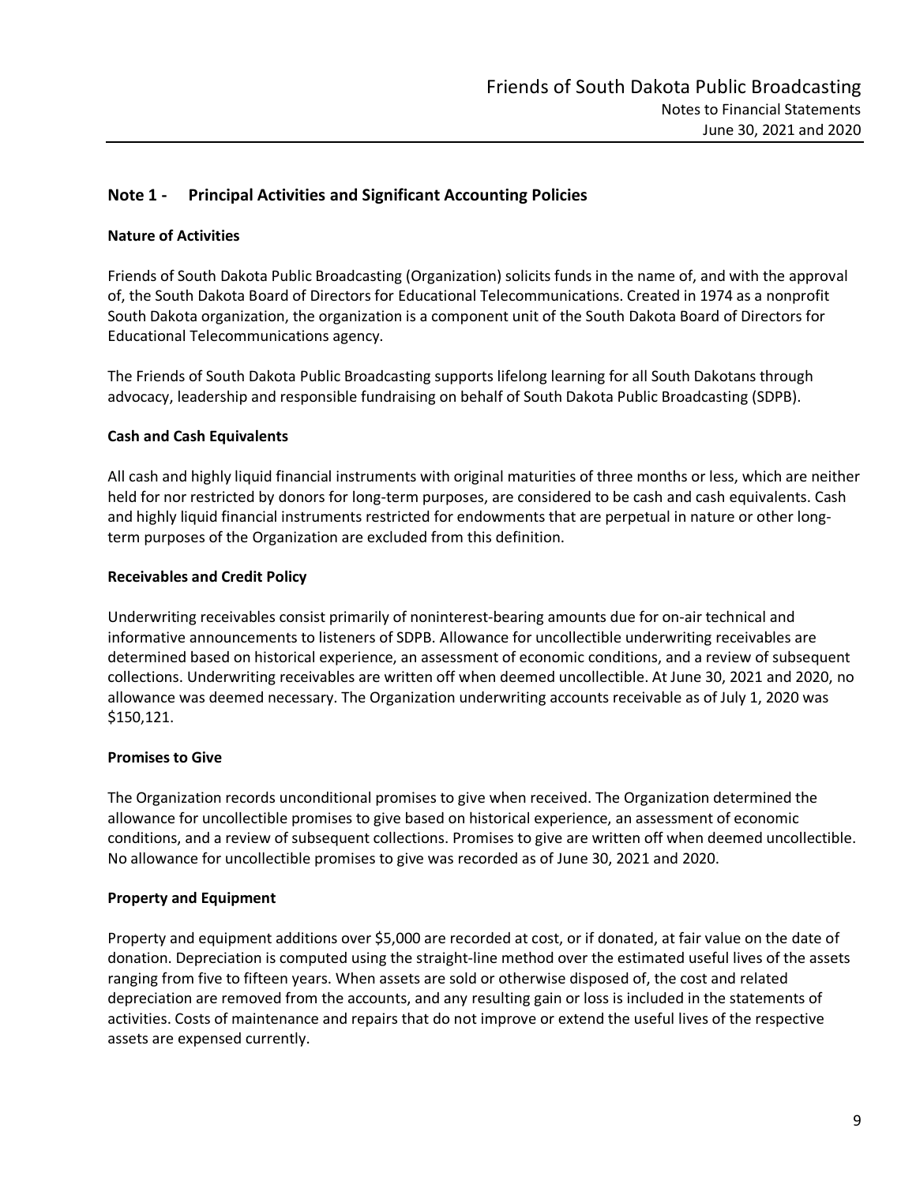## Note 1 - Principal Activities and Significant Accounting Policies

### Nature of Activities

Friends of South Dakota Public Broadcasting (Organization) solicits funds in the name of, and with the approval of, the South Dakota Board of Directors for Educational Telecommunications. Created in 1974 as a nonprofit South Dakota organization, the organization is a component unit of the South Dakota Board of Directors for Educational Telecommunications agency.

The Friends of South Dakota Public Broadcasting supports lifelong learning for all South Dakotans through advocacy, leadership and responsible fundraising on behalf of South Dakota Public Broadcasting (SDPB).

### Cash and Cash Equivalents

All cash and highly liquid financial instruments with original maturities of three months or less, which are neither held for nor restricted by donors for long-term purposes, are considered to be cash and cash equivalents. Cash and highly liquid financial instruments restricted for endowments that are perpetual in nature or other long-term purposes of the Organization are excluded from this definition.

### Receivables and Credit Policy

Underwriting receivables consist primarily of noninterest-bearing amounts due for on-air technical and informative announcements to listeners of SDPB. Allowance for uncollectible underwriting receivables are determined based on historical experience, an assessment of economic conditions, and a review of subsequent collections. Underwriting receivables are written off when deemed uncollectible. At June 30, 2021 and 2020, no allowance was deemed necessary. The Organization underwriting accounts receivable as of July 1, 2020 was $150,121.

### Promises to Give

The Organization records unconditional promises to give when received. The Organization determined the allowance for uncollectible promises to give based on historical experience, an assessment of economic conditions, and a review of subsequent collections. Promises to give are written off when deemed uncollectible. No allowance for uncollectible promises to give was recorded as of June 30, 2021 and 2020.

### Property and Equipment

Property and equipment additions over $5,000 are recorded at cost, or if donated, at fair value on the date of donation. Depreciation is computed using the straight-line method over the estimated useful lives of the assets ranging from five to fifteen years. When assets are sold or otherwise disposed of, the cost and related depreciation are removed from the accounts, and any resulting gain or loss is included in the statements of activities. Costs of maintenance and repairs that do not improve or extend the useful lives of the respective assets are expensed currently.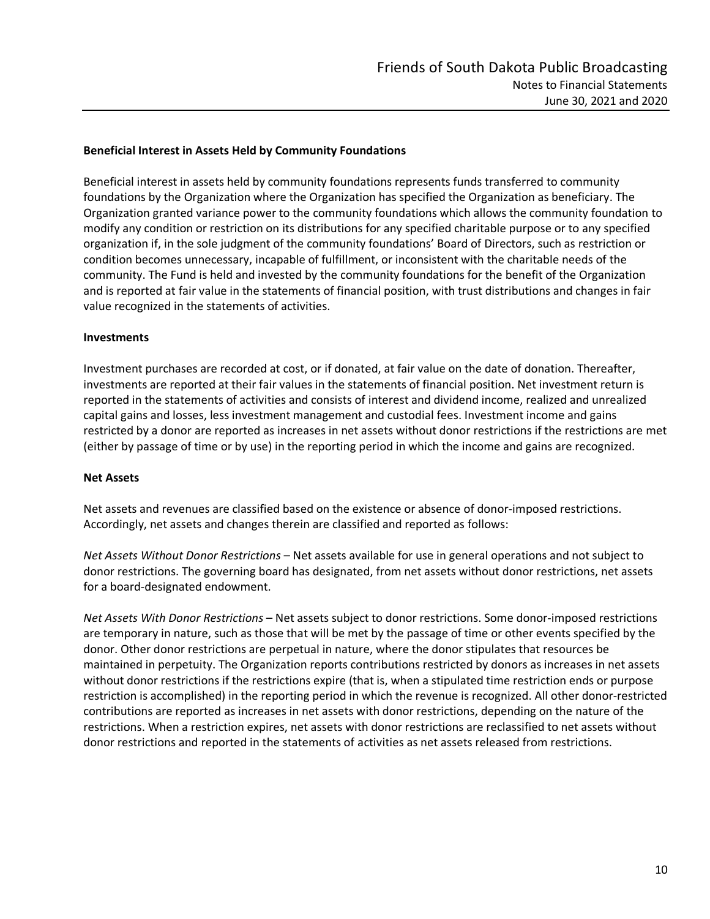**Beneficial Interest in Assets Held by Community Foundations**

Beneficial interest in assets held by community foundations represents funds transferred to community foundations by the Organization where the Organization has specified the Organization as beneficiary. The Organization granted variance power to the community foundations which allows the community foundation to modify any condition or restriction on its distributions for any specified charitable purpose or to any specified organization if, in the sole judgment of the community foundations' Board of Directors, such as restriction or condition becomes unnecessary, incapable of fulfillment, or inconsistent with the charitable needs of the community. The Fund is held and invested by the community foundations for the benefit of the Organization and is reported at fair value in the statements of financial position, with trust distributions and changes in fair value recognized in the statements of activities.

**Investments**

Investment purchases are recorded at cost, or if donated, at fair value on the date of donation. Thereafter, investments are reported at their fair values in the statements of financial position. Net investment return is reported in the statements of activities and consists of interest and dividend income, realized and unrealized capital gains and losses, less investment management and custodial fees. Investment income and gains restricted by a donor are reported as increases in net assets without donor restrictions if the restrictions are met (either by passage of time or by use) in the reporting period in which the income and gains are recognized.

**Net Assets**

Net assets and revenues are classified based on the existence or absence of donor-imposed restrictions. Accordingly, net assets and changes therein are classified and reported as follows:

*Net Assets Without Donor Restrictions* – Net assets available for use in general operations and not subject to donor restrictions. The governing board has designated, from net assets without donor restrictions, net assets for a board-designated endowment.

*Net Assets With Donor Restrictions* – Net assets subject to donor restrictions. Some donor-imposed restrictions are temporary in nature, such as those that will be met by the passage of time or other events specified by the donor. Other donor restrictions are perpetual in nature, where the donor stipulates that resources be maintained in perpetuity. The Organization reports contributions restricted by donors as increases in net assets without donor restrictions if the restrictions expire (that is, when a stipulated time restriction ends or purpose restriction is accomplished) in the reporting period in which the revenue is recognized. All other donor-restricted contributions are reported as increases in net assets with donor restrictions, depending on the nature of the restrictions. When a restriction expires, net assets with donor restrictions are reclassified to net assets without donor restrictions and reported in the statements of activities as net assets released from restrictions.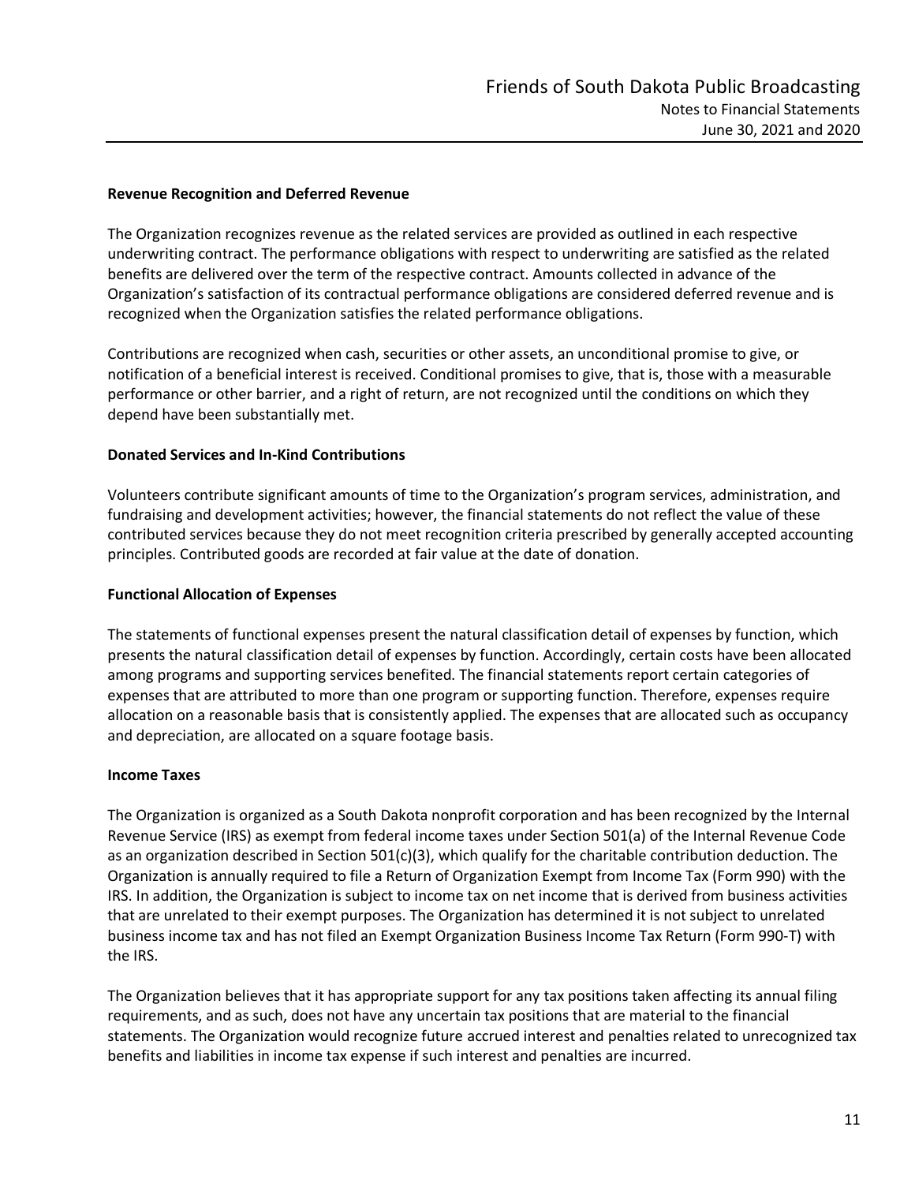**Revenue Recognition and Deferred Revenue**

The Organization recognizes revenue as the related services are provided as outlined in each respective underwriting contract. The performance obligations with respect to underwriting are satisfied as the related benefits are delivered over the term of the respective contract. Amounts collected in advance of the Organization's satisfaction of its contractual performance obligations are considered deferred revenue and is recognized when the Organization satisfies the related performance obligations.

Contributions are recognized when cash, securities or other assets, an unconditional promise to give, or notification of a beneficial interest is received. Conditional promises to give, that is, those with a measurable performance or other barrier, and a right of return, are not recognized until the conditions on which they depend have been substantially met.

**Donated Services and In-Kind Contributions**

Volunteers contribute significant amounts of time to the Organization's program services, administration, and fundraising and development activities; however, the financial statements do not reflect the value of these contributed services because they do not meet recognition criteria prescribed by generally accepted accounting principles. Contributed goods are recorded at fair value at the date of donation.

**Functional Allocation of Expenses**

The statements of functional expenses present the natural classification detail of expenses by function, which presents the natural classification detail of expenses by function. Accordingly, certain costs have been allocated among programs and supporting services benefited. The financial statements report certain categories of expenses that are attributed to more than one program or supporting function. Therefore, expenses require allocation on a reasonable basis that is consistently applied. The expenses that are allocated such as occupancy and depreciation, are allocated on a square footage basis.

**Income Taxes**

The Organization is organized as a South Dakota nonprofit corporation and has been recognized by the Internal Revenue Service (IRS) as exempt from federal income taxes under Section 501(a) of the Internal Revenue Code as an organization described in Section 501(c)(3), which qualify for the charitable contribution deduction. The Organization is annually required to file a Return of Organization Exempt from Income Tax (Form 990) with the IRS. In addition, the Organization is subject to income tax on net income that is derived from business activities that are unrelated to their exempt purposes. The Organization has determined it is not subject to unrelated business income tax and has not filed an Exempt Organization Business Income Tax Return (Form 990-T) with the IRS.

The Organization believes that it has appropriate support for any tax positions taken affecting its annual filing requirements, and as such, does not have any uncertain tax positions that are material to the financial statements. The Organization would recognize future accrued interest and penalties related to unrecognized tax benefits and liabilities in income tax expense if such interest and penalties are incurred.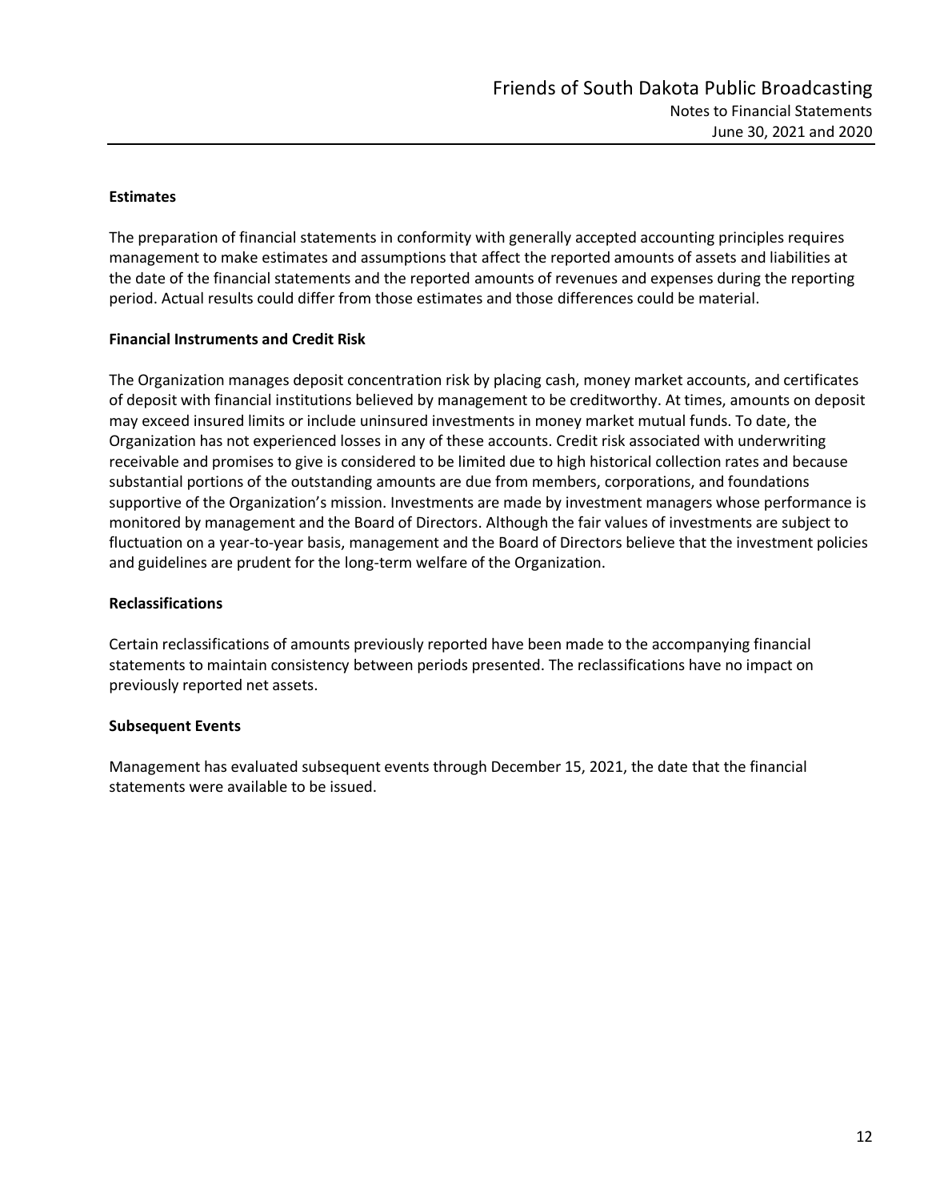**Estimates**

The preparation of financial statements in conformity with generally accepted accounting principles requires management to make estimates and assumptions that affect the reported amounts of assets and liabilities at the date of the financial statements and the reported amounts of revenues and expenses during the reporting period. Actual results could differ from those estimates and those differences could be material.

**Financial Instruments and Credit Risk**

The Organization manages deposit concentration risk by placing cash, money market accounts, and certificates of deposit with financial institutions believed by management to be creditworthy. At times, amounts on deposit may exceed insured limits or include uninsured investments in money market mutual funds. To date, the Organization has not experienced losses in any of these accounts. Credit risk associated with underwriting receivable and promises to give is considered to be limited due to high historical collection rates and because substantial portions of the outstanding amounts are due from members, corporations, and foundations supportive of the Organization's mission. Investments are made by investment managers whose performance is monitored by management and the Board of Directors. Although the fair values of investments are subject to fluctuation on a year-to-year basis, management and the Board of Directors believe that the investment policies and guidelines are prudent for the long-term welfare of the Organization.

**Reclassifications**

Certain reclassifications of amounts previously reported have been made to the accompanying financial statements to maintain consistency between periods presented. The reclassifications have no impact on previously reported net assets.

**Subsequent Events**

Management has evaluated subsequent events through December 15, 2021, the date that the financial statements were available to be issued.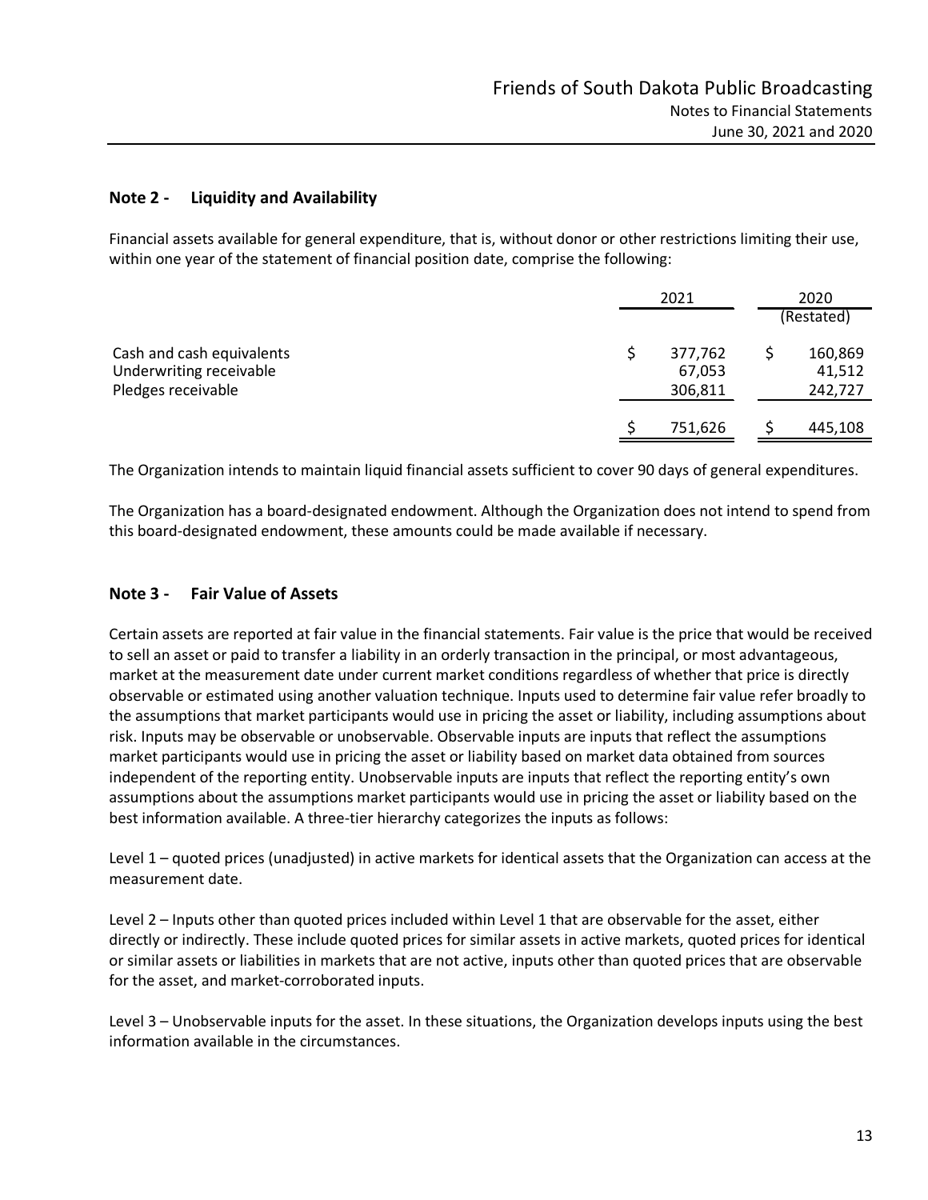## Note 2 - Liquidity and Availability

Financial assets available for general expenditure, that is, without donor or other restrictions limiting their use, within one year of the statement of financial position date, comprise the following:

| | 2021 | 2020 (Restated) |
|---|---|---|
| Cash and cash equivalents | $ 377,762 | $ 160,869 |
| Underwriting receivable | 67,053 | 41,512 |
| Pledges receivable | 306,811 | 242,727 |
| | $ 751,626 | $ 445,108 |

The Organization intends to maintain liquid financial assets sufficient to cover 90 days of general expenditures.

The Organization has a board-designated endowment. Although the Organization does not intend to spend from this board-designated endowment, these amounts could be made available if necessary.

## Note 3 - Fair Value of Assets

Certain assets are reported at fair value in the financial statements. Fair value is the price that would be received to sell an asset or paid to transfer a liability in an orderly transaction in the principal, or most advantageous, market at the measurement date under current market conditions regardless of whether that price is directly observable or estimated using another valuation technique. Inputs used to determine fair value refer broadly to the assumptions that market participants would use in pricing the asset or liability, including assumptions about risk. Inputs may be observable or unobservable. Observable inputs are inputs that reflect the assumptions market participants would use in pricing the asset or liability based on market data obtained from sources independent of the reporting entity. Unobservable inputs are inputs that reflect the reporting entity's own assumptions about the assumptions market participants would use in pricing the asset or liability based on the best information available. A three-tier hierarchy categorizes the inputs as follows:

Level 1 – quoted prices (unadjusted) in active markets for identical assets that the Organization can access at the measurement date.

Level 2 – Inputs other than quoted prices included within Level 1 that are observable for the asset, either directly or indirectly. These include quoted prices for similar assets in active markets, quoted prices for identical or similar assets or liabilities in markets that are not active, inputs other than quoted prices that are observable for the asset, and market-corroborated inputs.

Level 3 – Unobservable inputs for the asset. In these situations, the Organization develops inputs using the best information available in the circumstances.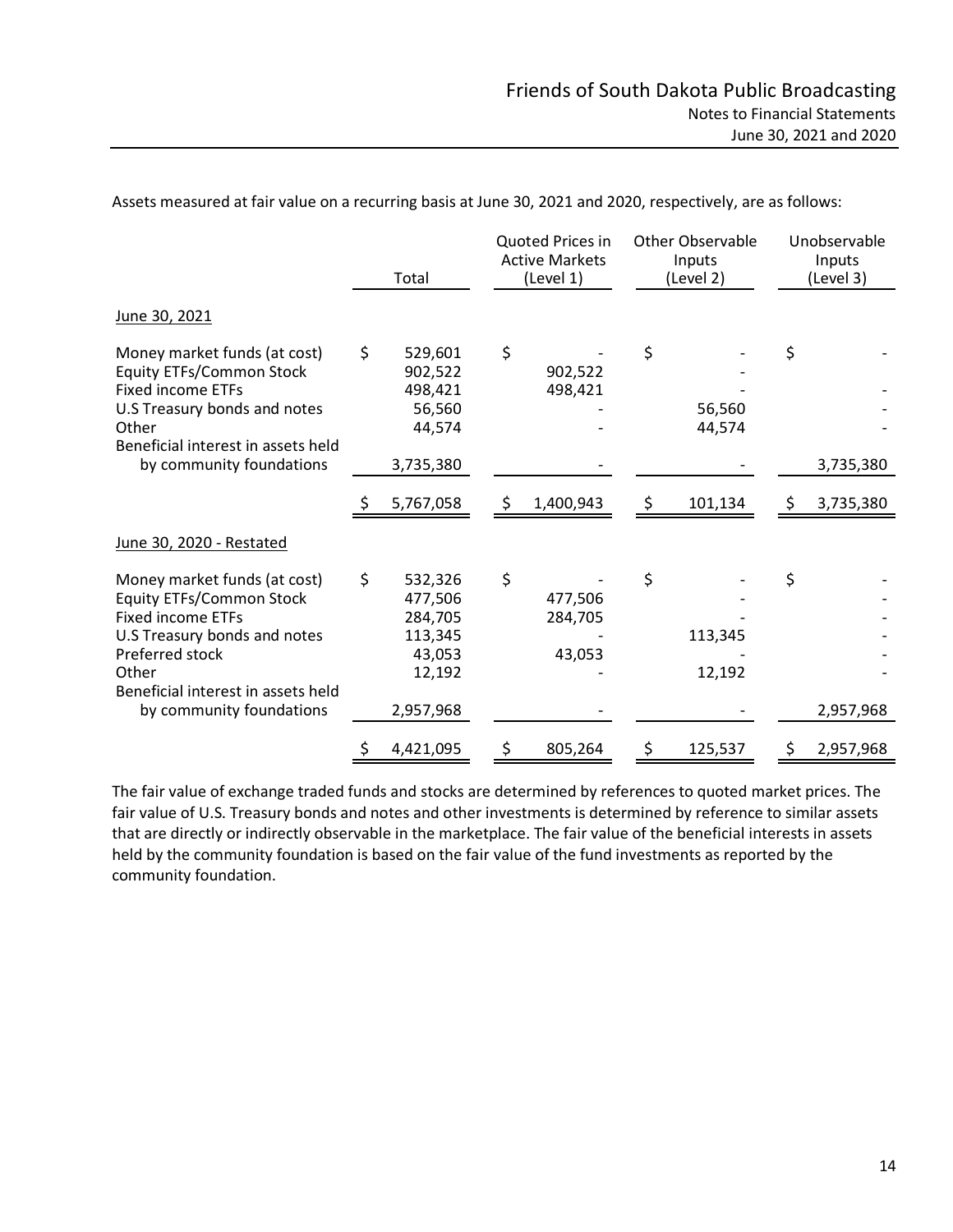Assets measured at fair value on a recurring basis at June 30, 2021 and 2020, respectively, are as follows:

| | Total | Quoted Prices in Active Markets (Level 1) | Other Observable Inputs (Level 2) | Unobservable Inputs (Level 3) |
|---|---|---|---|---|
| June 30, 2021 | | | | |
| Money market funds (at cost) | $ 529,601 | $ - | $ - | $ - |
| Equity ETFs/Common Stock | 902,522 | 902,522 | - | |
| Fixed income ETFs | 498,421 | 498,421 | - | - |
| U.S Treasury bonds and notes | 56,560 | - | 56,560 | - |
| Other | 44,574 | - | 44,574 | - |
| Beneficial interest in assets held by community foundations | 3,735,380 | - | - | 3,735,380 |
| | $ 5,767,058 | $ 1,400,943 | $ 101,134 | $ 3,735,380 |
| June 30, 2020 - Restated | | | | |
| Money market funds (at cost) | $ 532,326 | $ - | $ - | $ - |
| Equity ETFs/Common Stock | 477,506 | 477,506 | - | - |
| Fixed income ETFs | 284,705 | 284,705 | - | - |
| U.S Treasury bonds and notes | 113,345 | - | 113,345 | - |
| Preferred stock | 43,053 | 43,053 | - | - |
| Other | 12,192 | - | 12,192 | - |
| Beneficial interest in assets held by community foundations | 2,957,968 | - | - | 2,957,968 |
| | $ 4,421,095 | $ 805,264 | $ 125,537 | $ 2,957,968 |

The fair value of exchange traded funds and stocks are determined by references to quoted market prices. The fair value of U.S. Treasury bonds and notes and other investments is determined by reference to similar assets that are directly or indirectly observable in the marketplace. The fair value of the beneficial interests in assets held by the community foundation is based on the fair value of the fund investments as reported by the community foundation.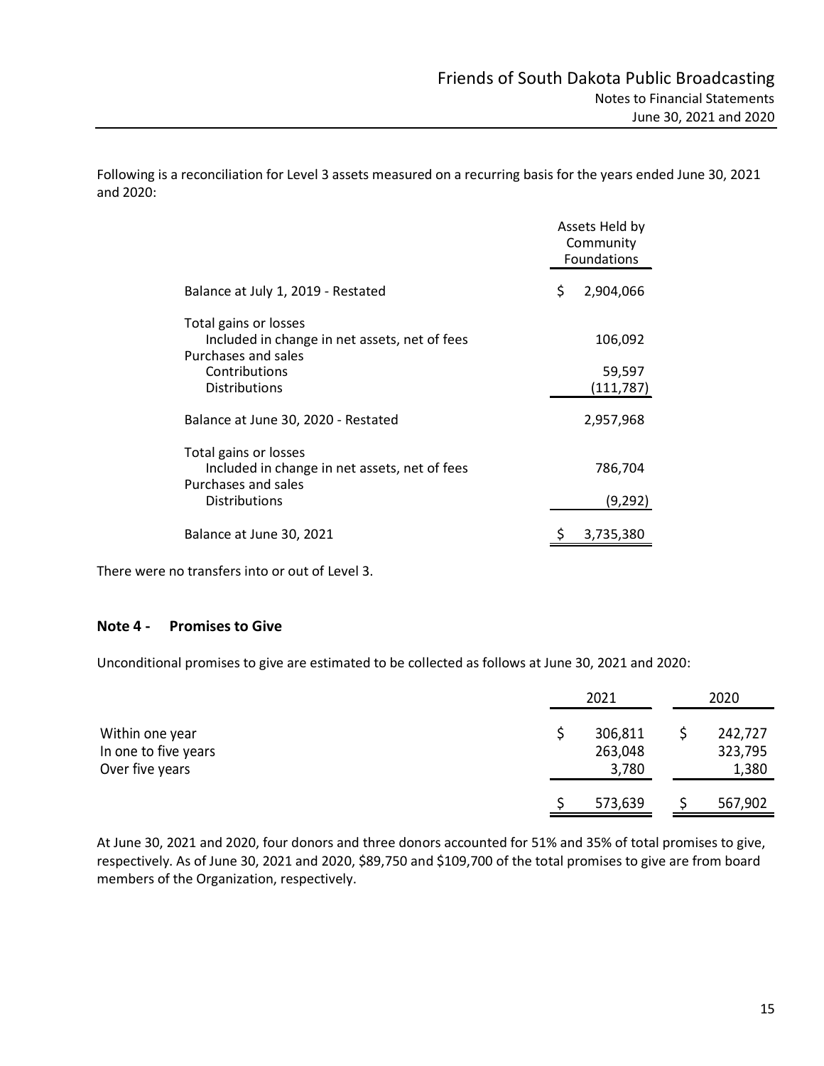Following is a reconciliation for Level 3 assets measured on a recurring basis for the years ended June 30, 2021 and 2020:

| | Assets Held by Community Foundations |
|---|---|
| Balance at July 1, 2019 - Restated | $ 2,904,066 |
| Total gains or losses | |
| Included in change in net assets, net of fees | 106,092 |
| Purchases and sales | |
| Contributions | 59,597 |
| Distributions | (111,787) |
| Balance at June 30, 2020 - Restated | 2,957,968 |
| Total gains or losses | |
| Included in change in net assets, net of fees | 786,704 |
| Purchases and sales | |
| Distributions | (9,292) |
| Balance at June 30, 2021 | $ 3,735,380 |

There were no transfers into or out of Level 3.

## Note 4 - Promises to Give

Unconditional promises to give are estimated to be collected as follows at June 30, 2021 and 2020:

| | 2021 | 2020 |
|---|---|---|
| Within one year | $ 306,811 | $ 242,727 |
| In one to five years | 263,048 | 323,795 |
| Over five years | 3,780 | 1,380 |
| | $ 573,639 | $ 567,902 |

At June 30, 2021 and 2020, four donors and three donors accounted for 51% and 35% of total promises to give, respectively. As of June 30, 2021 and 2020, $89,750 and $109,700 of the total promises to give are from board members of the Organization, respectively.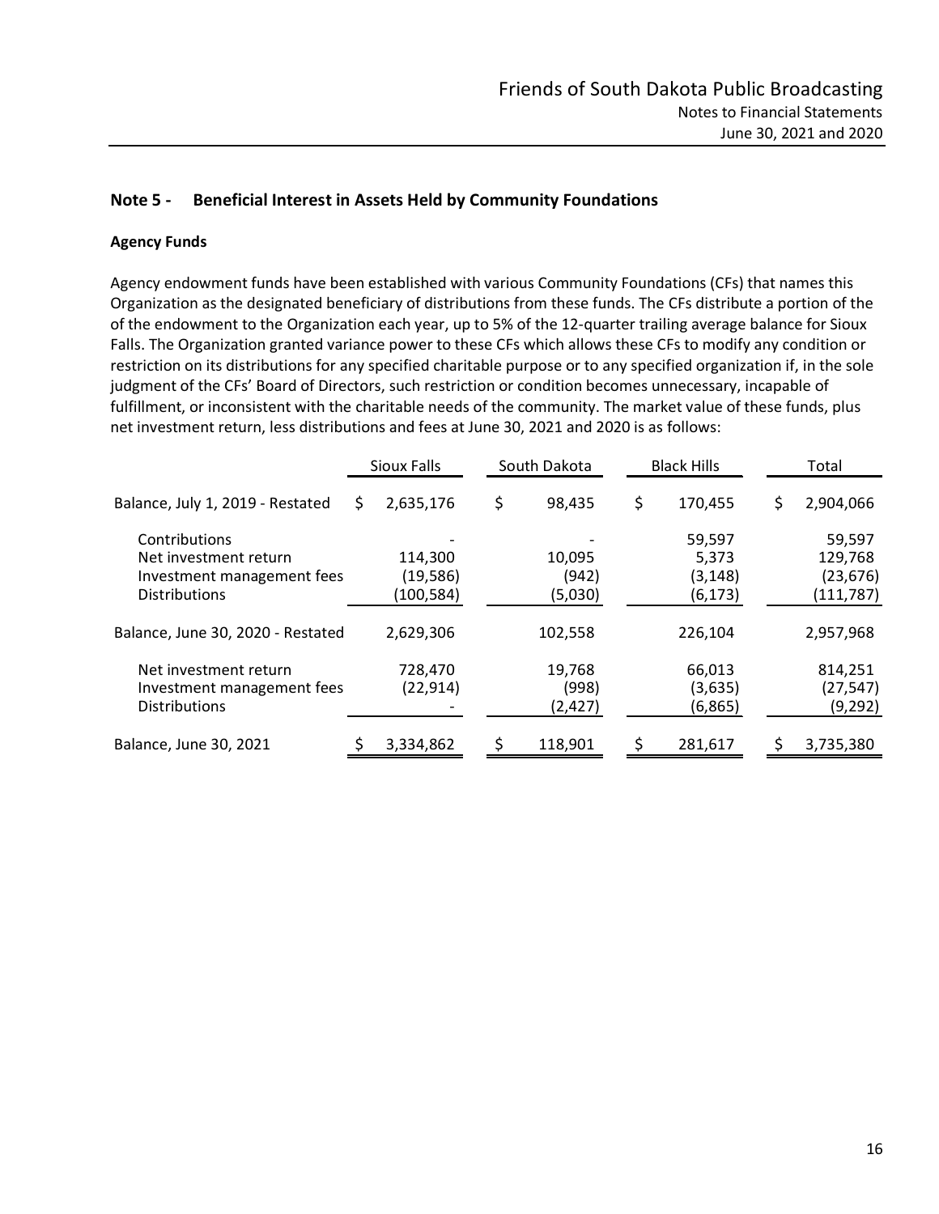## Note 5 - Beneficial Interest in Assets Held by Community Foundations

### Agency Funds

Agency endowment funds have been established with various Community Foundations (CFs) that names this Organization as the designated beneficiary of distributions from these funds. The CFs distribute a portion of the of the endowment to the Organization each year, up to 5% of the 12-quarter trailing average balance for Sioux Falls. The Organization granted variance power to these CFs which allows these CFs to modify any condition or restriction on its distributions for any specified charitable purpose or to any specified organization if, in the sole judgment of the CFs' Board of Directors, such restriction or condition becomes unnecessary, incapable of fulfillment, or inconsistent with the charitable needs of the community. The market value of these funds, plus net investment return, less distributions and fees at June 30, 2021 and 2020 is as follows:

| | Sioux Falls | South Dakota | Black Hills | Total |
|---|---|---|---|---|
| Balance, July 1, 2019 - Restated | $ 2,635,176 | $ 98,435 | $ 170,455 | $ 2,904,066 |
| Contributions | - | - | 59,597 | 59,597 |
| Net investment return | 114,300 | 10,095 | 5,373 | 129,768 |
| Investment management fees | (19,586) | (942) | (3,148) | (23,676) |
| Distributions | (100,584) | (5,030) | (6,173) | (111,787) |
| Balance, June 30, 2020 - Restated | 2,629,306 | 102,558 | 226,104 | 2,957,968 |
| Net investment return | 728,470 | 19,768 | 66,013 | 814,251 |
| Investment management fees | (22,914) | (998) | (3,635) | (27,547) |
| Distributions | - | (2,427) | (6,865) | (9,292) |
| Balance, June 30, 2021 | $ 3,334,862 | $ 118,901 | $ 281,617 | $ 3,735,380 |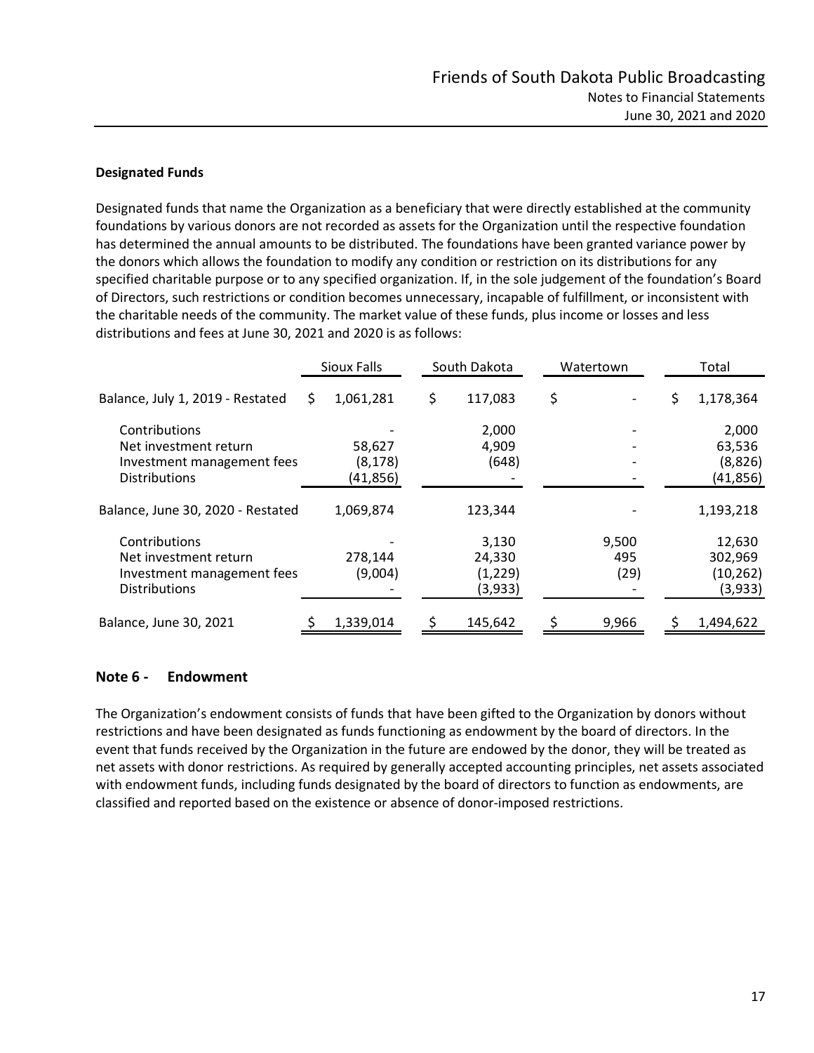### Designated Funds

Designated funds that name the Organization as a beneficiary that were directly established at the community foundations by various donors are not recorded as assets for the Organization until the respective foundation has determined the annual amounts to be distributed. The foundations have been granted variance power by the donors which allows the foundation to modify any condition or restriction on its distributions for any specified charitable purpose or to any specified organization. If, in the sole judgement of the foundation's Board of Directors, such restrictions or condition becomes unnecessary, incapable of fulfillment, or inconsistent with the charitable needs of the community. The market value of these funds, plus income or losses and less distributions and fees at June 30, 2021 and 2020 is as follows:

| | Sioux Falls | South Dakota | Watertown | Total |
|---|---|---|---|---|
| Balance, July 1, 2019 - Restated | $ 1,061,281 | $ 117,083 | $ - | $ 1,178,364 |
| Contributions | - | 2,000 | - | 2,000 |
| Net investment return | 58,627 | 4,909 | - | 63,536 |
| Investment management fees | (8,178) | (648) | - | (8,826) |
| Distributions | (41,856) | - | - | (41,856) |
| Balance, June 30, 2020 - Restated | 1,069,874 | 123,344 | - | 1,193,218 |
| Contributions | - | 3,130 | 9,500 | 12,630 |
| Net investment return | 278,144 | 24,330 | 495 | 302,969 |
| Investment management fees | (9,004) | (1,229) | (29) | (10,262) |
| Distributions | - | (3,933) | - | (3,933) |
| Balance, June 30, 2021 | $ 1,339,014 | $ 145,642 | $ 9,966 | $ 1,494,622 |

## Note 6 - Endowment

The Organization's endowment consists of funds that have been gifted to the Organization by donors without restrictions and have been designated as funds functioning as endowment by the board of directors. In the event that funds received by the Organization in the future are endowed by the donor, they will be treated as net assets with donor restrictions. As required by generally accepted accounting principles, net assets associated with endowment funds, including funds designated by the board of directors to function as endowments, are classified and reported based on the existence or absence of donor-imposed restrictions.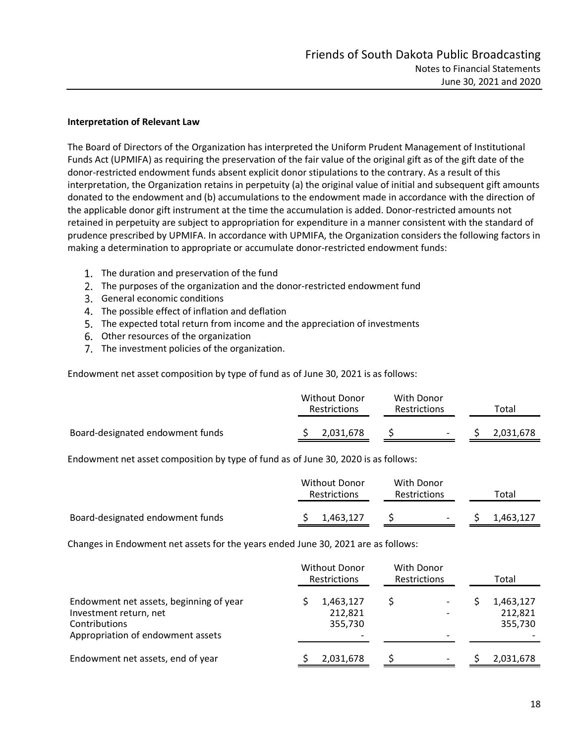**Interpretation of Relevant Law**

The Board of Directors of the Organization has interpreted the Uniform Prudent Management of Institutional Funds Act (UPMIFA) as requiring the preservation of the fair value of the original gift as of the gift date of the donor-restricted endowment funds absent explicit donor stipulations to the contrary. As a result of this interpretation, the Organization retains in perpetuity (a) the original value of initial and subsequent gift amounts donated to the endowment and (b) accumulations to the endowment made in accordance with the direction of the applicable donor gift instrument at the time the accumulation is added. Donor-restricted amounts not retained in perpetuity are subject to appropriation for expenditure in a manner consistent with the standard of prudence prescribed by UPMIFA. In accordance with UPMIFA, the Organization considers the following factors in making a determination to appropriate or accumulate donor-restricted endowment funds:

1. The duration and preservation of the fund
2. The purposes of the organization and the donor-restricted endowment fund
3. General economic conditions
4. The possible effect of inflation and deflation
5. The expected total return from income and the appreciation of investments
6. Other resources of the organization
7. The investment policies of the organization.

Endowment net asset composition by type of fund as of June 30, 2021 is as follows:

| | Without Donor Restrictions | With Donor Restrictions | Total |
|---|---|---|---|
| Board-designated endowment funds | $ 2,031,678 | $ - | $ 2,031,678 |

Endowment net asset composition by type of fund as of June 30, 2020 is as follows:

| | Without Donor Restrictions | With Donor Restrictions | Total |
|---|---|---|---|
| Board-designated endowment funds | $ 1,463,127 | $ - | $ 1,463,127 |

Changes in Endowment net assets for the years ended June 30, 2021 are as follows:

| | Without Donor Restrictions | With Donor Restrictions | Total |
|---|---|---|---|
| Endowment net assets, beginning of year | $ 1,463,127 | $ - | $ 1,463,127 |
| Investment return, net | 212,821 | - | 212,821 |
| Contributions | 355,730 | | 355,730 |
| Appropriation of endowment assets | - | - | - |
| Endowment net assets, end of year | $ 2,031,678 | $ - | $ 2,031,678 |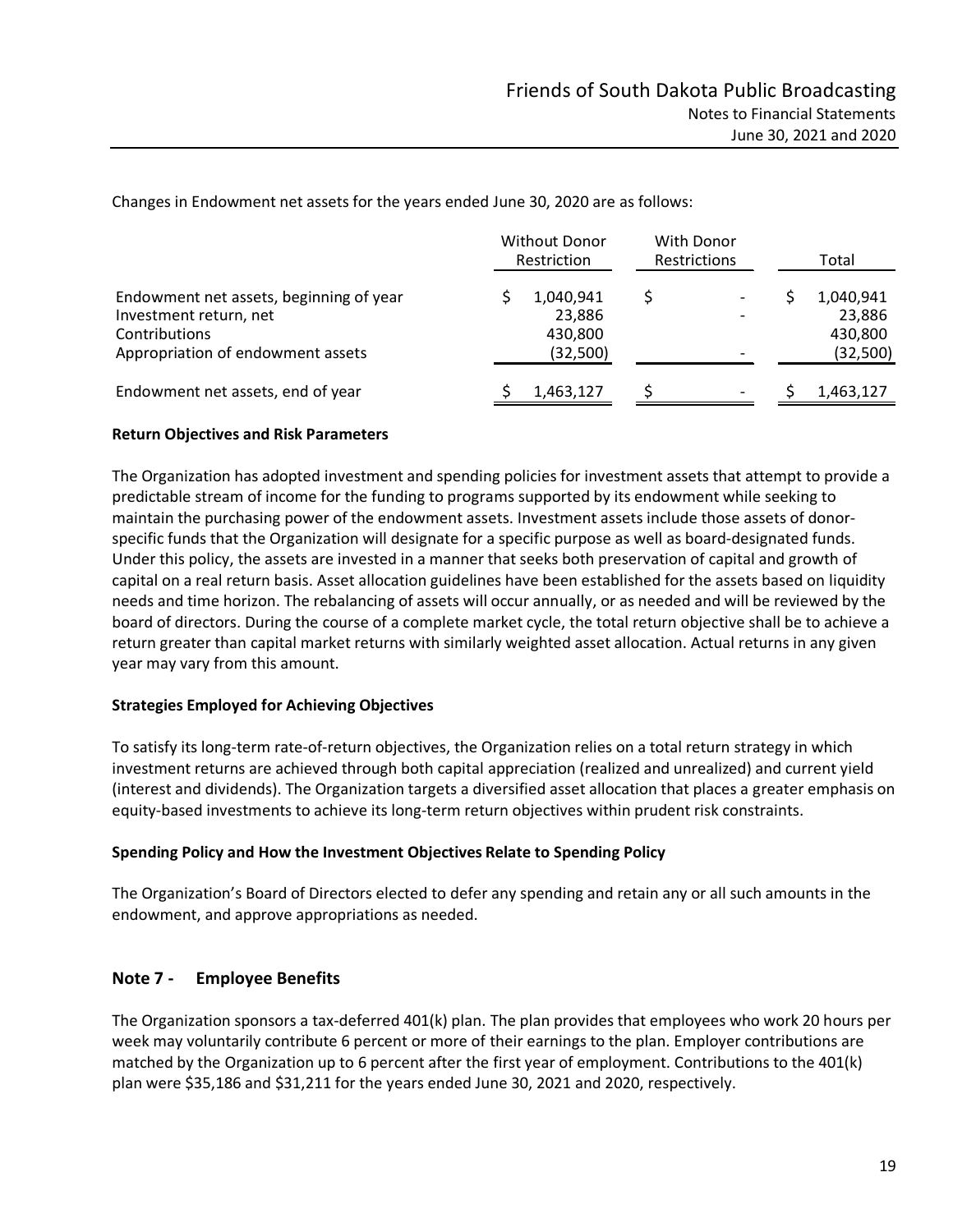Changes in Endowment net assets for the years ended June 30, 2020 are as follows:

| | Without Donor Restriction | With Donor Restrictions | Total |
|---|---|---|---|
| Endowment net assets, beginning of year | $ 1,040,941 | $ - | $ 1,040,941 |
| Investment return, net | 23,886 | - | 23,886 |
| Contributions | 430,800 | | 430,800 |
| Appropriation of endowment assets | (32,500) | - | (32,500) |
| Endowment net assets, end of year | $ 1,463,127 | $ - | $ 1,463,127 |

**Return Objectives and Risk Parameters**

The Organization has adopted investment and spending policies for investment assets that attempt to provide a predictable stream of income for the funding to programs supported by its endowment while seeking to maintain the purchasing power of the endowment assets. Investment assets include those assets of donor-specific funds that the Organization will designate for a specific purpose as well as board-designated funds. Under this policy, the assets are invested in a manner that seeks both preservation of capital and growth of capital on a real return basis. Asset allocation guidelines have been established for the assets based on liquidity needs and time horizon. The rebalancing of assets will occur annually, or as needed and will be reviewed by the board of directors. During the course of a complete market cycle, the total return objective shall be to achieve a return greater than capital market returns with similarly weighted asset allocation. Actual returns in any given year may vary from this amount.

**Strategies Employed for Achieving Objectives**

To satisfy its long-term rate-of-return objectives, the Organization relies on a total return strategy in which investment returns are achieved through both capital appreciation (realized and unrealized) and current yield (interest and dividends). The Organization targets a diversified asset allocation that places a greater emphasis on equity-based investments to achieve its long-term return objectives within prudent risk constraints.

**Spending Policy and How the Investment Objectives Relate to Spending Policy**

The Organization's Board of Directors elected to defer any spending and retain any or all such amounts in the endowment, and approve appropriations as needed.

## Note 7 - Employee Benefits

The Organization sponsors a tax-deferred 401(k) plan. The plan provides that employees who work 20 hours per week may voluntarily contribute 6 percent or more of their earnings to the plan. Employer contributions are matched by the Organization up to 6 percent after the first year of employment. Contributions to the 401(k) plan were $35,186 and $31,211 for the years ended June 30, 2021 and 2020, respectively.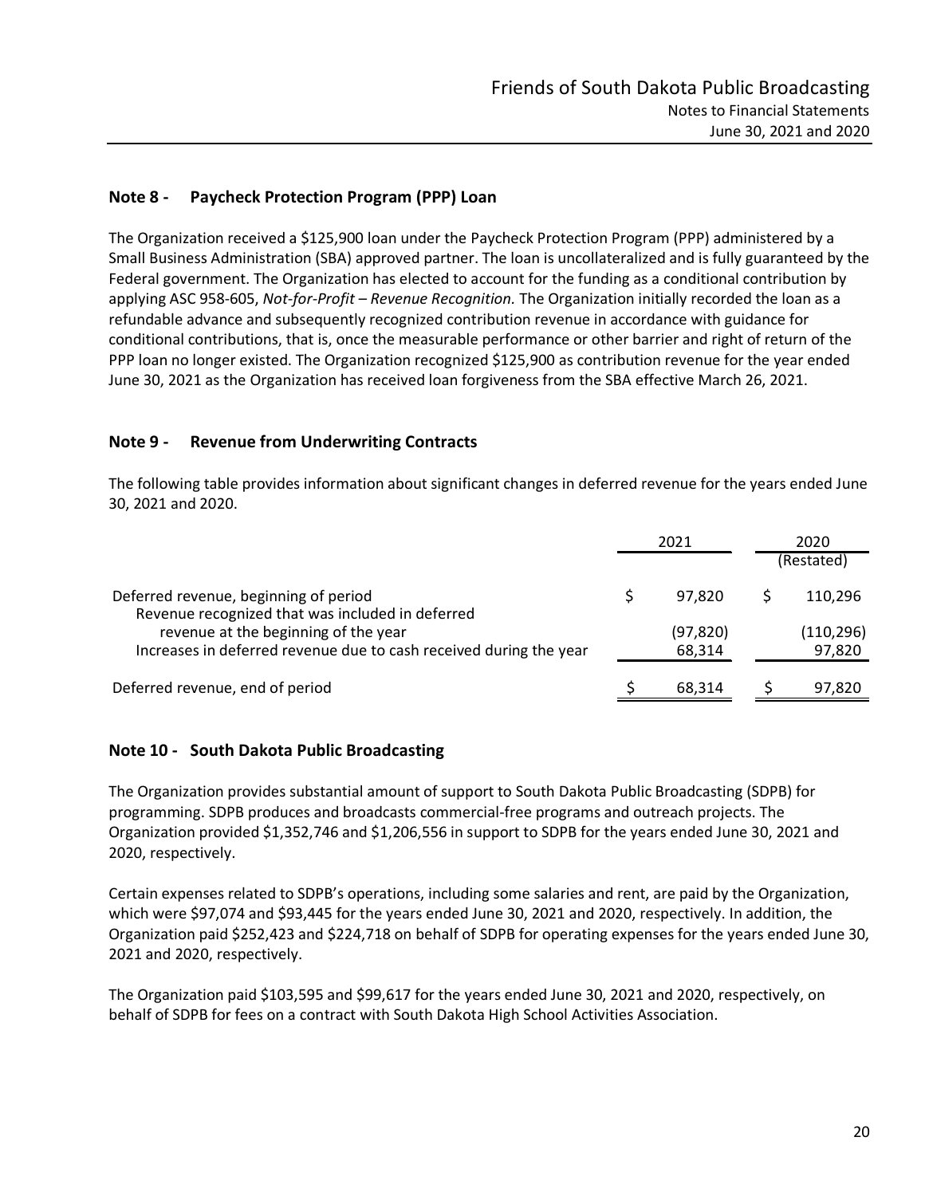## Note 8 - Paycheck Protection Program (PPP) Loan

The Organization received a $125,900 loan under the Paycheck Protection Program (PPP) administered by a Small Business Administration (SBA) approved partner. The loan is uncollateralized and is fully guaranteed by the Federal government. The Organization has elected to account for the funding as a conditional contribution by applying ASC 958-605, *Not-for-Profit – Revenue Recognition.* The Organization initially recorded the loan as a refundable advance and subsequently recognized contribution revenue in accordance with guidance for conditional contributions, that is, once the measurable performance or other barrier and right of return of the PPP loan no longer existed. The Organization recognized $125,900 as contribution revenue for the year ended June 30, 2021 as the Organization has received loan forgiveness from the SBA effective March 26, 2021.

## Note 9 - Revenue from Underwriting Contracts

The following table provides information about significant changes in deferred revenue for the years ended June 30, 2021 and 2020.

| | 2021 | 2020 (Restated) |
|---|---|---|
| Deferred revenue, beginning of period | $ 97,820 | $ 110,296 |
| Revenue recognized that was included in deferred revenue at the beginning of the year | (97,820) | (110,296) |
| Increases in deferred revenue due to cash received during the year | 68,314 | 97,820 |
| Deferred revenue, end of period | $ 68,314 | $ 97,820 |

## Note 10 - South Dakota Public Broadcasting

The Organization provides substantial amount of support to South Dakota Public Broadcasting (SDPB) for programming. SDPB produces and broadcasts commercial-free programs and outreach projects. The Organization provided $1,352,746 and $1,206,556 in support to SDPB for the years ended June 30, 2021 and 2020, respectively.

Certain expenses related to SDPB's operations, including some salaries and rent, are paid by the Organization, which were $97,074 and $93,445 for the years ended June 30, 2021 and 2020, respectively. In addition, the Organization paid $252,423 and $224,718 on behalf of SDPB for operating expenses for the years ended June 30, 2021 and 2020, respectively.

The Organization paid $103,595 and $99,617 for the years ended June 30, 2021 and 2020, respectively, on behalf of SDPB for fees on a contract with South Dakota High School Activities Association.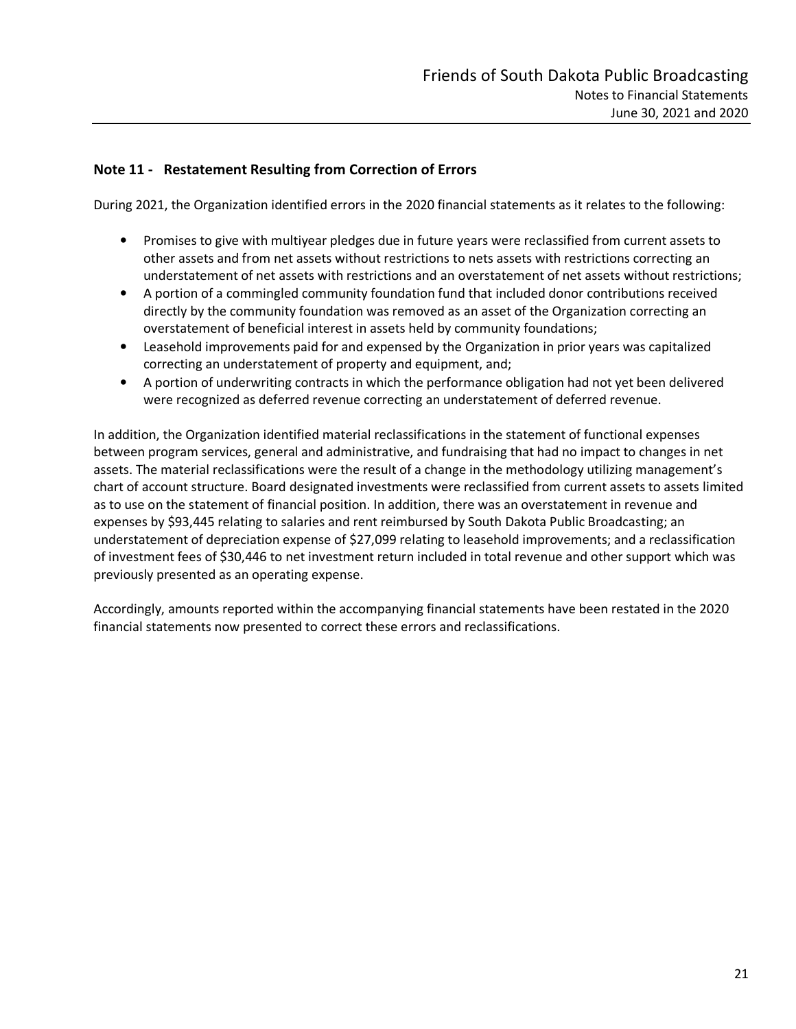## Note 11 - Restatement Resulting from Correction of Errors

During 2021, the Organization identified errors in the 2020 financial statements as it relates to the following:

- Promises to give with multiyear pledges due in future years were reclassified from current assets to other assets and from net assets without restrictions to nets assets with restrictions correcting an understatement of net assets with restrictions and an overstatement of net assets without restrictions;
- A portion of a commingled community foundation fund that included donor contributions received directly by the community foundation was removed as an asset of the Organization correcting an overstatement of beneficial interest in assets held by community foundations;
- Leasehold improvements paid for and expensed by the Organization in prior years was capitalized correcting an understatement of property and equipment, and;
- A portion of underwriting contracts in which the performance obligation had not yet been delivered were recognized as deferred revenue correcting an understatement of deferred revenue.

In addition, the Organization identified material reclassifications in the statement of functional expenses between program services, general and administrative, and fundraising that had no impact to changes in net assets. The material reclassifications were the result of a change in the methodology utilizing management's chart of account structure. Board designated investments were reclassified from current assets to assets limited as to use on the statement of financial position. In addition, there was an overstatement in revenue and expenses by $93,445 relating to salaries and rent reimbursed by South Dakota Public Broadcasting; an understatement of depreciation expense of $27,099 relating to leasehold improvements; and a reclassification of investment fees of $30,446 to net investment return included in total revenue and other support which was previously presented as an operating expense.

Accordingly, amounts reported within the accompanying financial statements have been restated in the 2020 financial statements now presented to correct these errors and reclassifications.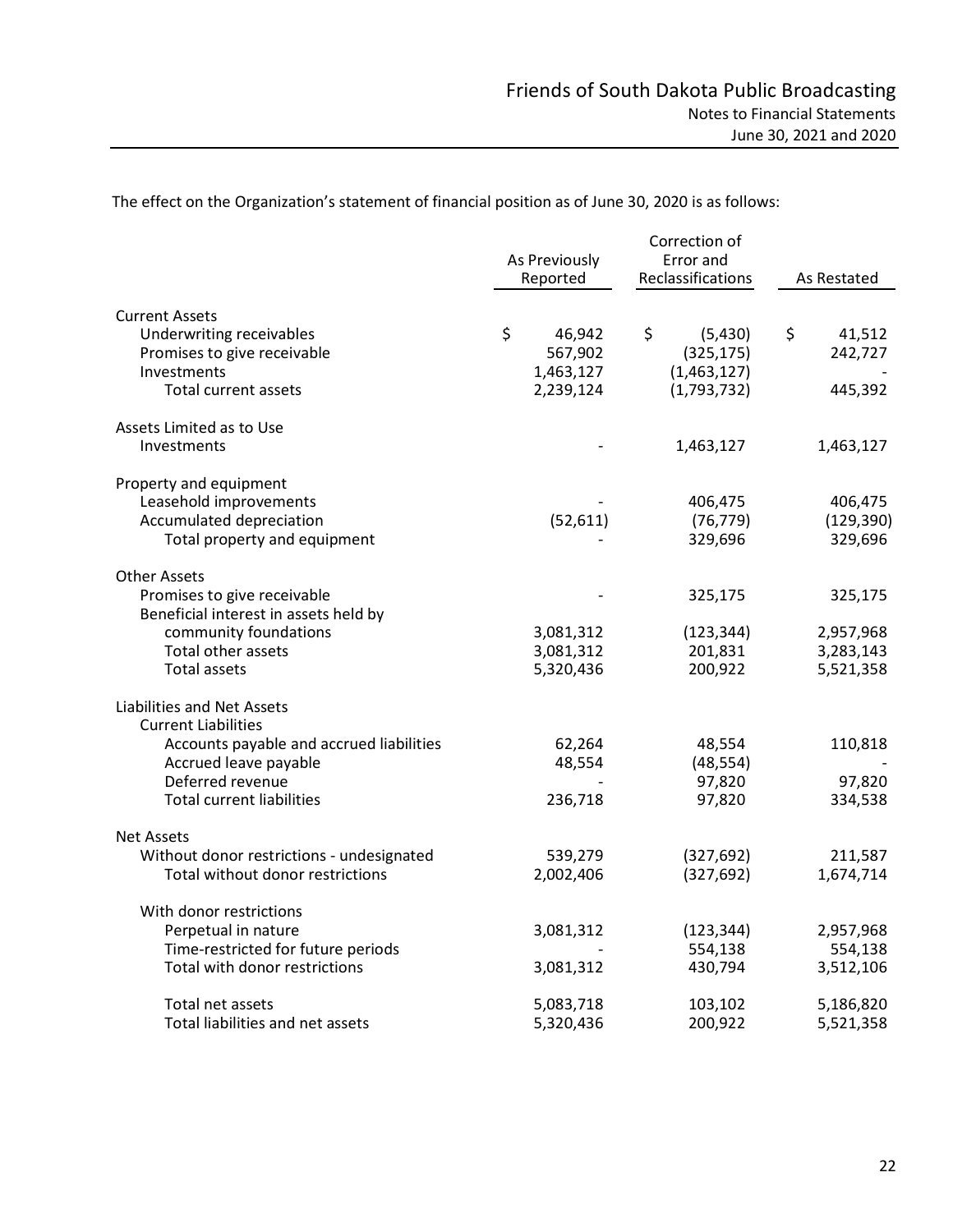The effect on the Organization's statement of financial position as of June 30, 2020 is as follows:

| | As Previously Reported | Correction of Error and Reclassifications | As Restated |
|---|---|---|---|
| **Current Assets** | | | |
| Underwriting receivables | $ 46,942 | $ (5,430) | $ 41,512 |
| Promises to give receivable | 567,902 | (325,175) | 242,727 |
| Investments | 1,463,127 | (1,463,127) | - |
| Total current assets | 2,239,124 | (1,793,732) | 445,392 |
| **Assets Limited as to Use** | | | |
| Investments | - | 1,463,127 | 1,463,127 |
| **Property and equipment** | | | |
| Leasehold improvements | - | 406,475 | 406,475 |
| Accumulated depreciation | (52,611) | (76,779) | (129,390) |
| Total property and equipment | - | 329,696 | 329,696 |
| **Other Assets** | | | |
| Promises to give receivable | - | 325,175 | 325,175 |
| Beneficial interest in assets held by community foundations | 3,081,312 | (123,344) | 2,957,968 |
| Total other assets | 3,081,312 | 201,831 | 3,283,143 |
| Total assets | 5,320,436 | 200,922 | 5,521,358 |
| **Liabilities and Net Assets** | | | |
| Current Liabilities | | | |
| Accounts payable and accrued liabilities | 62,264 | 48,554 | 110,818 |
| Accrued leave payable | 48,554 | (48,554) | - |
| Deferred revenue | - | 97,820 | 97,820 |
| Total current liabilities | 236,718 | 97,820 | 334,538 |
| **Net Assets** | | | |
| Without donor restrictions - undesignated | 539,279 | (327,692) | 211,587 |
| Total without donor restrictions | 2,002,406 | (327,692) | 1,674,714 |
| With donor restrictions | | | |
| Perpetual in nature | 3,081,312 | (123,344) | 2,957,968 |
| Time-restricted for future periods | - | 554,138 | 554,138 |
| Total with donor restrictions | 3,081,312 | 430,794 | 3,512,106 |
| Total net assets | 5,083,718 | 103,102 | 5,186,820 |
| Total liabilities and net assets | 5,320,436 | 200,922 | 5,521,358 |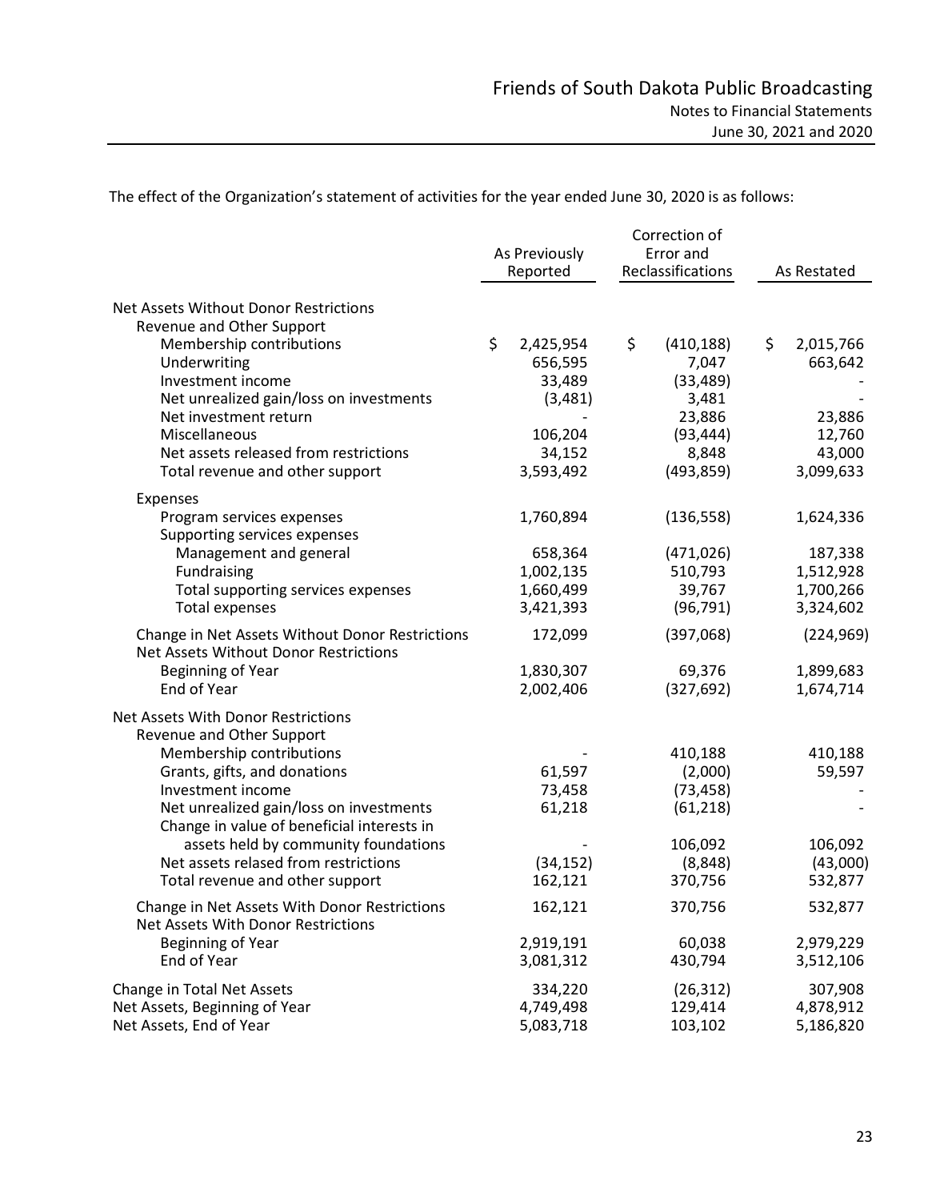The effect of the Organization's statement of activities for the year ended June 30, 2020 is as follows:

| | As Previously Reported | Correction of Error and Reclassifications | As Restated |
|---|---|---|---|
| Net Assets Without Donor Restrictions | | | |
| Revenue and Other Support | | | |
| Membership contributions | $ 2,425,954 | $ (410,188) | $ 2,015,766 |
| Underwriting | 656,595 | 7,047 | 663,642 |
| Investment income | 33,489 | (33,489) | - |
| Net unrealized gain/loss on investments | (3,481) | 3,481 | - |
| Net investment return | - | 23,886 | 23,886 |
| Miscellaneous | 106,204 | (93,444) | 12,760 |
| Net assets released from restrictions | 34,152 | 8,848 | 43,000 |
| Total revenue and other support | 3,593,492 | (493,859) | 3,099,633 |
| Expenses | | | |
| Program services expenses | 1,760,894 | (136,558) | 1,624,336 |
| Supporting services expenses | | | |
| Management and general | 658,364 | (471,026) | 187,338 |
| Fundraising | 1,002,135 | 510,793 | 1,512,928 |
| Total supporting services expenses | 1,660,499 | 39,767 | 1,700,266 |
| Total expenses | 3,421,393 | (96,791) | 3,324,602 |
| Change in Net Assets Without Donor Restrictions | 172,099 | (397,068) | (224,969) |
| Net Assets Without Donor Restrictions | | | |
| Beginning of Year | 1,830,307 | 69,376 | 1,899,683 |
| End of Year | 2,002,406 | (327,692) | 1,674,714 |
| Net Assets With Donor Restrictions | | | |
| Revenue and Other Support | | | |
| Membership contributions | - | 410,188 | 410,188 |
| Grants, gifts, and donations | 61,597 | (2,000) | 59,597 |
| Investment income | 73,458 | (73,458) | - |
| Net unrealized gain/loss on investments | 61,218 | (61,218) | - |
| Change in value of beneficial interests in assets held by community foundations | - | 106,092 | 106,092 |
| Net assets relased from restrictions | (34,152) | (8,848) | (43,000) |
| Total revenue and other support | 162,121 | 370,756 | 532,877 |
| Change in Net Assets With Donor Restrictions | 162,121 | 370,756 | 532,877 |
| Net Assets With Donor Restrictions | | | |
| Beginning of Year | 2,919,191 | 60,038 | 2,979,229 |
| End of Year | 3,081,312 | 430,794 | 3,512,106 |
| Change in Total Net Assets | 334,220 | (26,312) | 307,908 |
| Net Assets, Beginning of Year | 4,749,498 | 129,414 | 4,878,912 |
| Net Assets, End of Year | 5,083,718 | 103,102 | 5,186,820 |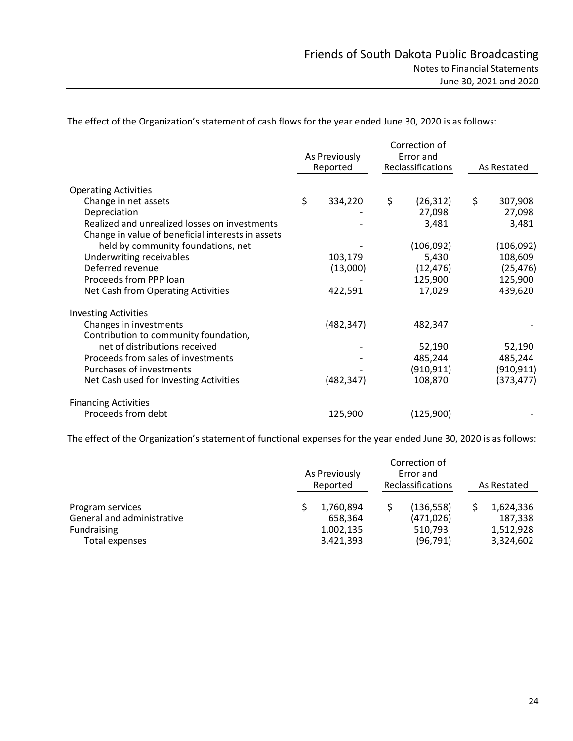The effect of the Organization's statement of cash flows for the year ended June 30, 2020 is as follows:

| | As Previously Reported | Correction of Error and Reclassifications | As Restated |
|---|---|---|---|
| **Operating Activities** | | | |
| Change in net assets | $ 334,220 | $ (26,312) | $ 307,908 |
| Depreciation | - | 27,098 | 27,098 |
| Realized and unrealized losses on investments | - | 3,481 | 3,481 |
| Change in value of beneficial interests in assets held by community foundations, net | - | (106,092) | (106,092) |
| Underwriting receivables | 103,179 | 5,430 | 108,609 |
| Deferred revenue | (13,000) | (12,476) | (25,476) |
| Proceeds from PPP loan | - | 125,900 | 125,900 |
| Net Cash from Operating Activities | 422,591 | 17,029 | 439,620 |
| **Investing Activities** | | | |
| Changes in investments | (482,347) | 482,347 | - |
| Contribution to community foundation, net of distributions received | - | 52,190 | 52,190 |
| Proceeds from sales of investments | - | 485,244 | 485,244 |
| Purchases of investments | - | (910,911) | (910,911) |
| Net Cash used for Investing Activities | (482,347) | 108,870 | (373,477) |
| **Financing Activities** | | | |
| Proceeds from debt | 125,900 | (125,900) | - |

The effect of the Organization's statement of functional expenses for the year ended June 30, 2020 is as follows:

| | As Previously Reported | Correction of Error and Reclassifications | As Restated |
|---|---|---|---|
| Program services | $ 1,760,894 | $ (136,558) | $ 1,624,336 |
| General and administrative | 658,364 | (471,026) | 187,338 |
| Fundraising | 1,002,135 | 510,793 | 1,512,928 |
| Total expenses | 3,421,393 | (96,791) | 3,324,602 |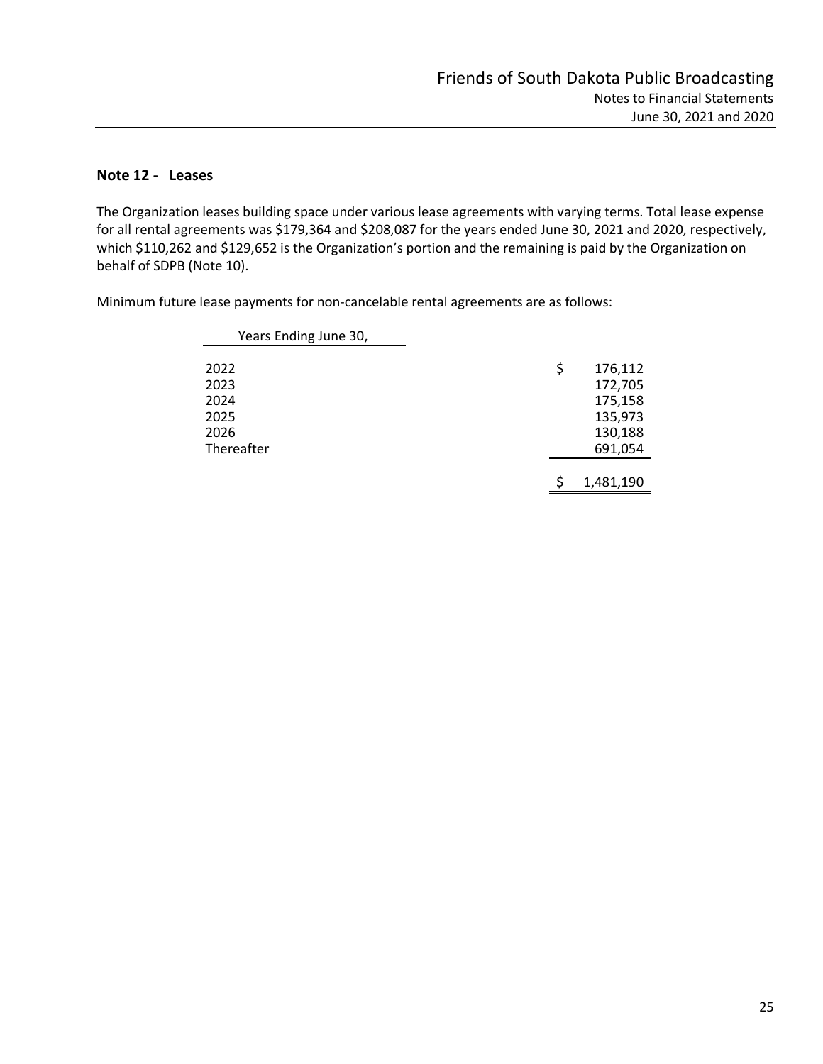## Note 12 - Leases

The Organization leases building space under various lease agreements with varying terms. Total lease expense for all rental agreements was $179,364 and $208,087 for the years ended June 30, 2021 and 2020, respectively, which $110,262 and $129,652 is the Organization's portion and the remaining is paid by the Organization on behalf of SDPB (Note 10).

Minimum future lease payments for non-cancelable rental agreements are as follows:

| Years Ending June 30, | |
|---|---|
| 2022 | $ 176,112 |
| 2023 | 172,705 |
| 2024 | 175,158 |
| 2025 | 135,973 |
| 2026 | 130,188 |
| Thereafter | 691,054 |
| | $ 1,481,190 |